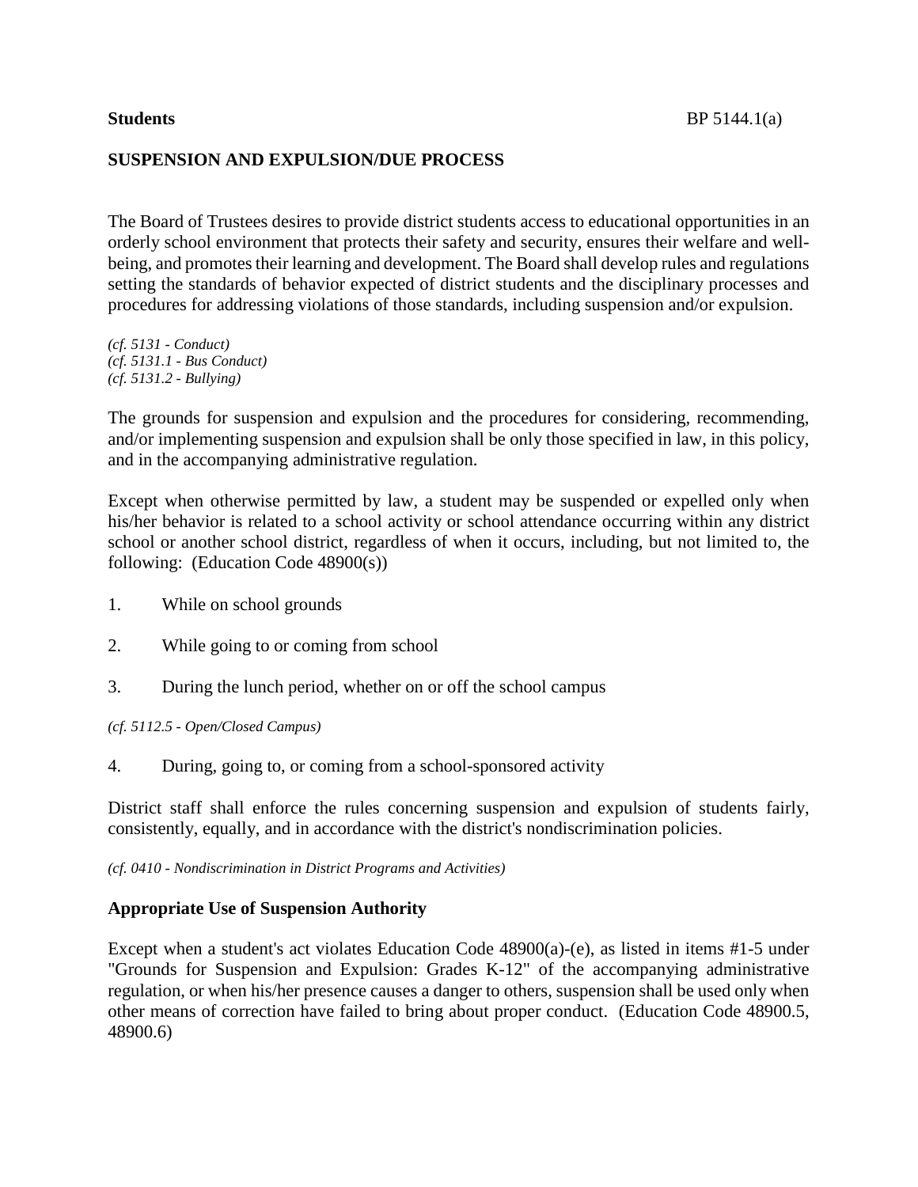**Students** BP 5144.1(a)

## SUSPENSION AND EXPULSION/DUE PROCESS

The Board of Trustees desires to provide district students access to educational opportunities in an orderly school environment that protects their safety and security, ensures their welfare and well-being, and promotes their learning and development. The Board shall develop rules and regulations setting the standards of behavior expected of district students and the disciplinary processes and procedures for addressing violations of those standards, including suspension and/or expulsion.

*(cf. 5131 - Conduct)*
*(cf. 5131.1 - Bus Conduct)*
*(cf. 5131.2 - Bullying)*

The grounds for suspension and expulsion and the procedures for considering, recommending, and/or implementing suspension and expulsion shall be only those specified in law, in this policy, and in the accompanying administrative regulation.

Except when otherwise permitted by law, a student may be suspended or expelled only when his/her behavior is related to a school activity or school attendance occurring within any district school or another school district, regardless of when it occurs, including, but not limited to, the following: (Education Code 48900(s))

1. While on school grounds

2. While going to or coming from school

3. During the lunch period, whether on or off the school campus

*(cf. 5112.5 - Open/Closed Campus)*

4. During, going to, or coming from a school-sponsored activity

District staff shall enforce the rules concerning suspension and expulsion of students fairly, consistently, equally, and in accordance with the district's nondiscrimination policies.

*(cf. 0410 - Nondiscrimination in District Programs and Activities)*

### Appropriate Use of Suspension Authority

Except when a student's act violates Education Code 48900(a)-(e), as listed in items #1-5 under "Grounds for Suspension and Expulsion: Grades K-12" of the accompanying administrative regulation, or when his/her presence causes a danger to others, suspension shall be used only when other means of correction have failed to bring about proper conduct. (Education Code 48900.5, 48900.6)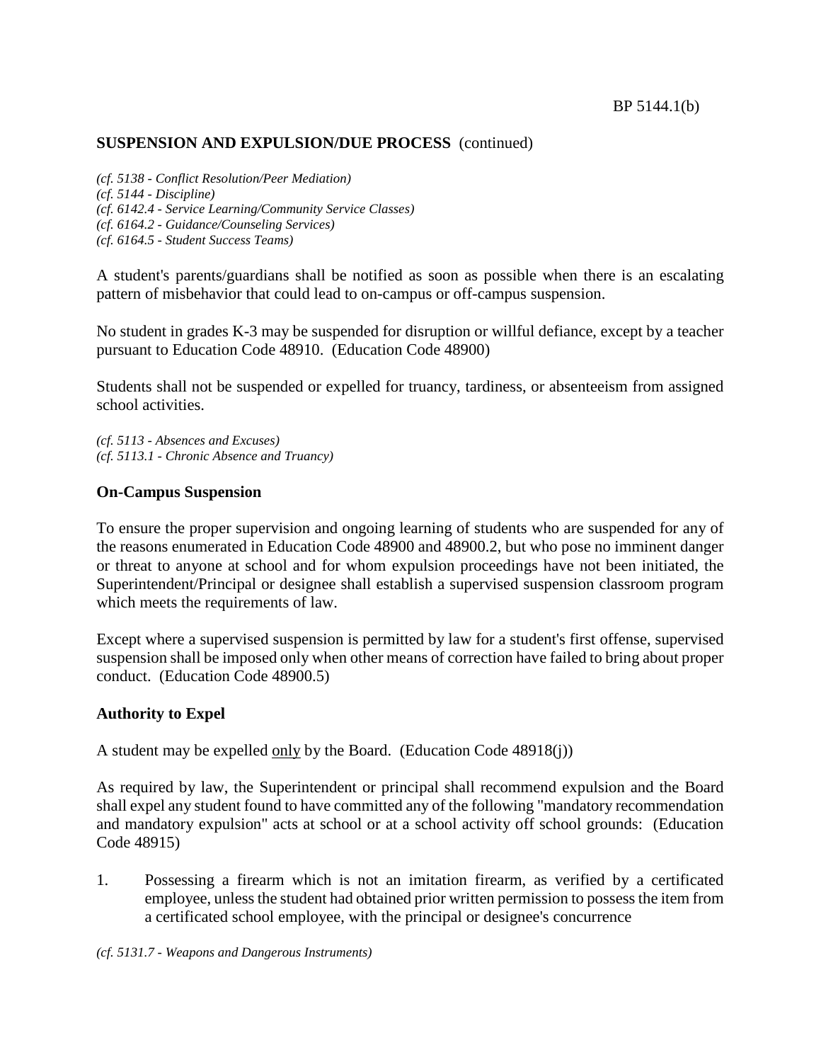## SUSPENSION AND EXPULSION/DUE PROCESS (continued)

*(cf. 5138 - Conflict Resolution/Peer Mediation)*
*(cf. 5144 - Discipline)*
*(cf. 6142.4 - Service Learning/Community Service Classes)*
*(cf. 6164.2 - Guidance/Counseling Services)*
*(cf. 6164.5 - Student Success Teams)*

A student's parents/guardians shall be notified as soon as possible when there is an escalating pattern of misbehavior that could lead to on-campus or off-campus suspension.

No student in grades K-3 may be suspended for disruption or willful defiance, except by a teacher pursuant to Education Code 48910. (Education Code 48900)

Students shall not be suspended or expelled for truancy, tardiness, or absenteeism from assigned school activities.

*(cf. 5113 - Absences and Excuses)*
*(cf. 5113.1 - Chronic Absence and Truancy)*

### On-Campus Suspension

To ensure the proper supervision and ongoing learning of students who are suspended for any of the reasons enumerated in Education Code 48900 and 48900.2, but who pose no imminent danger or threat to anyone at school and for whom expulsion proceedings have not been initiated, the Superintendent/Principal or designee shall establish a supervised suspension classroom program which meets the requirements of law.

Except where a supervised suspension is permitted by law for a student's first offense, supervised suspension shall be imposed only when other means of correction have failed to bring about proper conduct. (Education Code 48900.5)

### Authority to Expel

A student may be expelled only by the Board. (Education Code 48918(j))

As required by law, the Superintendent or principal shall recommend expulsion and the Board shall expel any student found to have committed any of the following "mandatory recommendation and mandatory expulsion" acts at school or at a school activity off school grounds: (Education Code 48915)

1. Possessing a firearm which is not an imitation firearm, as verified by a certificated employee, unless the student had obtained prior written permission to possess the item from a certificated school employee, with the principal or designee's concurrence

*(cf. 5131.7 - Weapons and Dangerous Instruments)*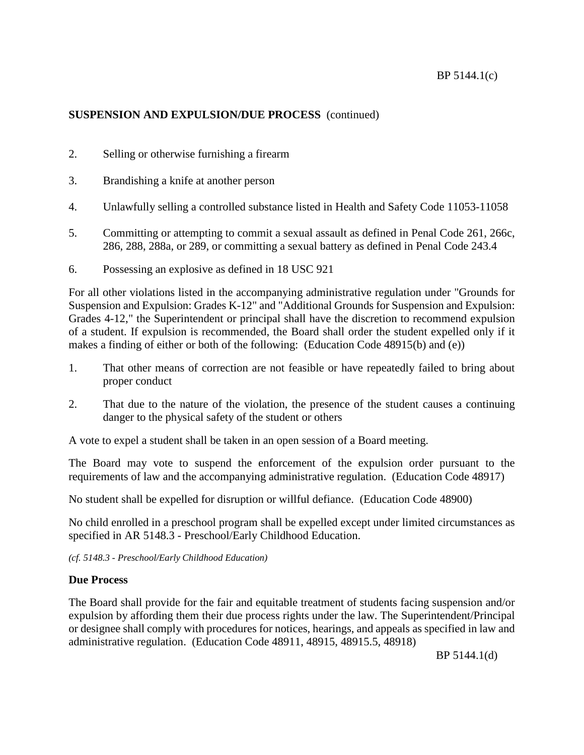**SUSPENSION AND EXPULSION/DUE PROCESS** (continued)

2. Selling or otherwise furnishing a firearm

3. Brandishing a knife at another person

4. Unlawfully selling a controlled substance listed in Health and Safety Code 11053-11058

5. Committing or attempting to commit a sexual assault as defined in Penal Code 261, 266c, 286, 288, 288a, or 289, or committing a sexual battery as defined in Penal Code 243.4

6. Possessing an explosive as defined in 18 USC 921

For all other violations listed in the accompanying administrative regulation under "Grounds for Suspension and Expulsion: Grades K-12" and "Additional Grounds for Suspension and Expulsion: Grades 4-12," the Superintendent or principal shall have the discretion to recommend expulsion of a student. If expulsion is recommended, the Board shall order the student expelled only if it makes a finding of either or both of the following: (Education Code 48915(b) and (e))

1. That other means of correction are not feasible or have repeatedly failed to bring about proper conduct

2. That due to the nature of the violation, the presence of the student causes a continuing danger to the physical safety of the student or others

A vote to expel a student shall be taken in an open session of a Board meeting.

The Board may vote to suspend the enforcement of the expulsion order pursuant to the requirements of law and the accompanying administrative regulation. (Education Code 48917)

No student shall be expelled for disruption or willful defiance. (Education Code 48900)

No child enrolled in a preschool program shall be expelled except under limited circumstances as specified in AR 5148.3 - Preschool/Early Childhood Education.

*(cf. 5148.3 - Preschool/Early Childhood Education)*

**Due Process**

The Board shall provide for the fair and equitable treatment of students facing suspension and/or expulsion by affording them their due process rights under the law. The Superintendent/Principal or designee shall comply with procedures for notices, hearings, and appeals as specified in law and administrative regulation. (Education Code 48911, 48915, 48915.5, 48918)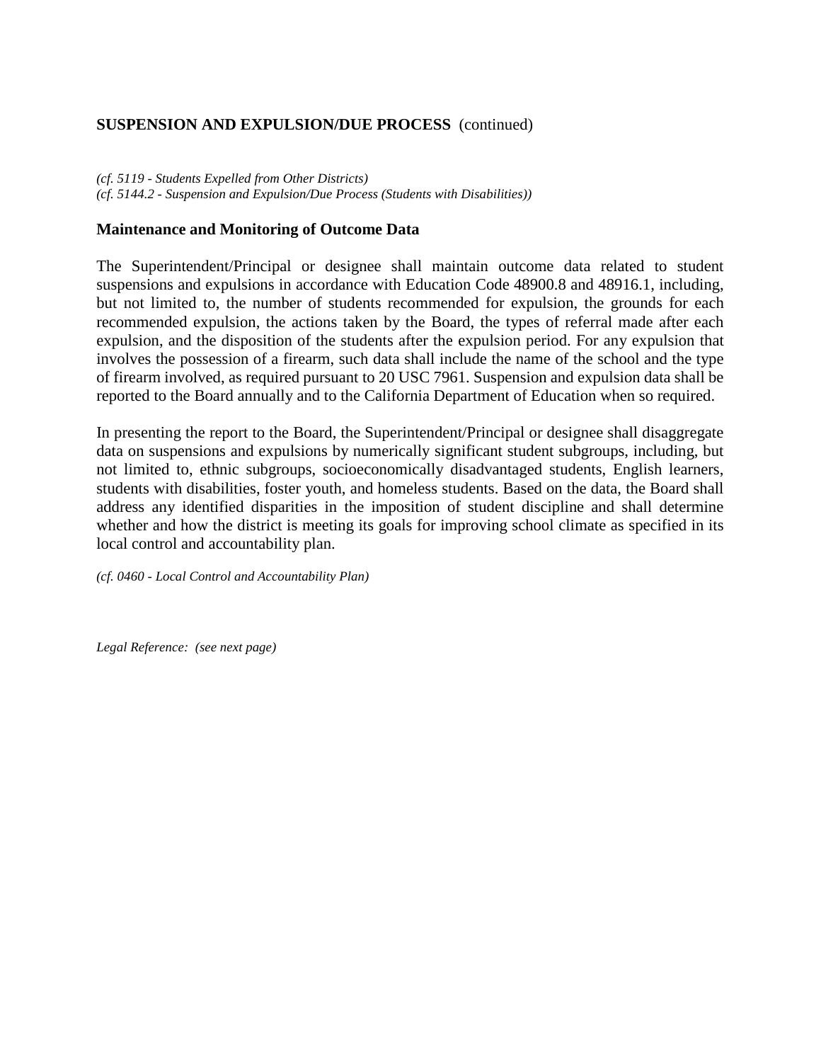**SUSPENSION AND EXPULSION/DUE PROCESS** (continued)

*(cf. 5119 - Students Expelled from Other Districts)*
*(cf. 5144.2 - Suspension and Expulsion/Due Process (Students with Disabilities))*

**Maintenance and Monitoring of Outcome Data**

The Superintendent/Principal or designee shall maintain outcome data related to student suspensions and expulsions in accordance with Education Code 48900.8 and 48916.1, including, but not limited to, the number of students recommended for expulsion, the grounds for each recommended expulsion, the actions taken by the Board, the types of referral made after each expulsion, and the disposition of the students after the expulsion period. For any expulsion that involves the possession of a firearm, such data shall include the name of the school and the type of firearm involved, as required pursuant to 20 USC 7961. Suspension and expulsion data shall be reported to the Board annually and to the California Department of Education when so required.

In presenting the report to the Board, the Superintendent/Principal or designee shall disaggregate data on suspensions and expulsions by numerically significant student subgroups, including, but not limited to, ethnic subgroups, socioeconomically disadvantaged students, English learners, students with disabilities, foster youth, and homeless students. Based on the data, the Board shall address any identified disparities in the imposition of student discipline and shall determine whether and how the district is meeting its goals for improving school climate as specified in its local control and accountability plan.

*(cf. 0460 - Local Control and Accountability Plan)*

*Legal Reference: (see next page)*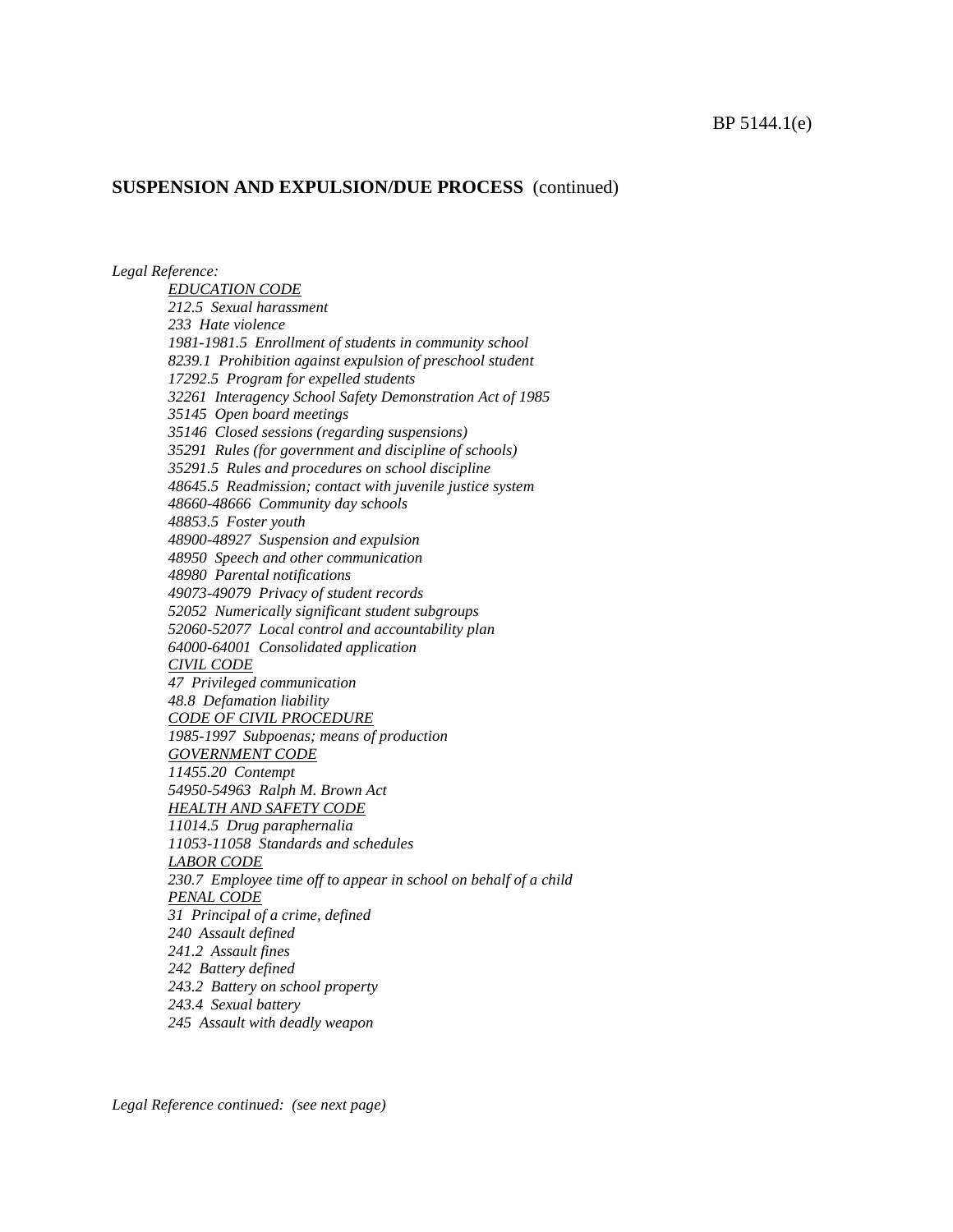## SUSPENSION AND EXPULSION/DUE PROCESS (continued)

*Legal Reference:*

EDUCATION CODE

*212.5 Sexual harassment*
*233 Hate violence*
*1981-1981.5 Enrollment of students in community school*
*8239.1 Prohibition against expulsion of preschool student*
*17292.5 Program for expelled students*
*32261 Interagency School Safety Demonstration Act of 1985*
*35145 Open board meetings*
*35146 Closed sessions (regarding suspensions)*
*35291 Rules (for government and discipline of schools)*
*35291.5 Rules and procedures on school discipline*
*48645.5 Readmission; contact with juvenile justice system*
*48660-48666 Community day schools*
*48853.5 Foster youth*
*48900-48927 Suspension and expulsion*
*48950 Speech and other communication*
*48980 Parental notifications*
*49073-49079 Privacy of student records*
*52052 Numerically significant student subgroups*
*52060-52077 Local control and accountability plan*
*64000-64001 Consolidated application*

CIVIL CODE

*47 Privileged communication*
*48.8 Defamation liability*

CODE OF CIVIL PROCEDURE

*1985-1997 Subpoenas; means of production*

GOVERNMENT CODE

*11455.20 Contempt*
*54950-54963 Ralph M. Brown Act*

HEALTH AND SAFETY CODE

*11014.5 Drug paraphernalia*
*11053-11058 Standards and schedules*

LABOR CODE

*230.7 Employee time off to appear in school on behalf of a child*

PENAL CODE

*31 Principal of a crime, defined*
*240 Assault defined*
*241.2 Assault fines*
*242 Battery defined*
*243.2 Battery on school property*
*243.4 Sexual battery*
*245 Assault with deadly weapon*

*Legal Reference continued: (see next page)*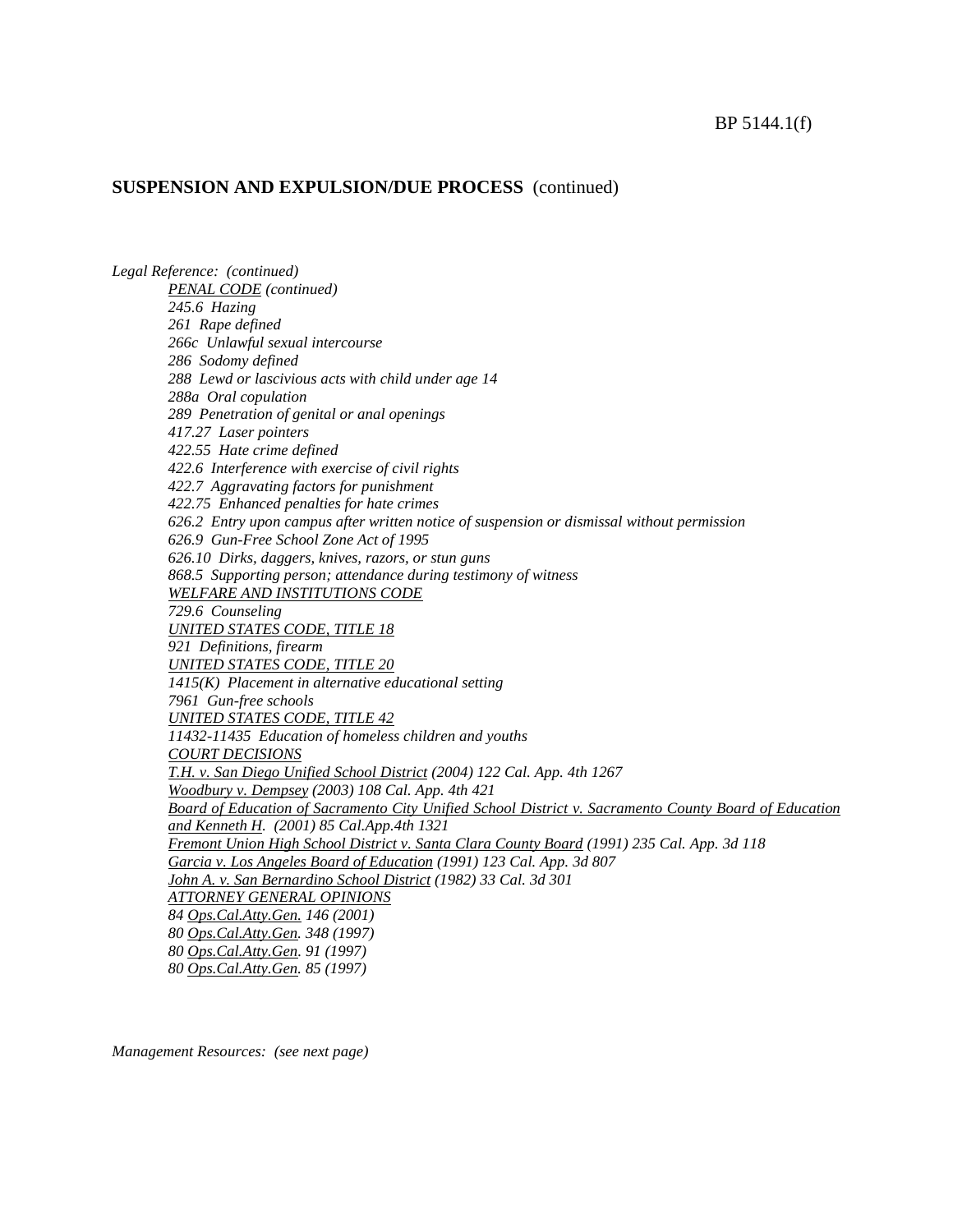## SUSPENSION AND EXPULSION/DUE PROCESS (continued)

*Legal Reference: (continued)*

*PENAL CODE (continued)*
*245.6 Hazing*
*261 Rape defined*
*266c Unlawful sexual intercourse*
*286 Sodomy defined*
*288 Lewd or lascivious acts with child under age 14*
*288a Oral copulation*
*289 Penetration of genital or anal openings*
*417.27 Laser pointers*
*422.55 Hate crime defined*
*422.6 Interference with exercise of civil rights*
*422.7 Aggravating factors for punishment*
*422.75 Enhanced penalties for hate crimes*
*626.2 Entry upon campus after written notice of suspension or dismissal without permission*
*626.9 Gun-Free School Zone Act of 1995*
*626.10 Dirks, daggers, knives, razors, or stun guns*
*868.5 Supporting person; attendance during testimony of witness*

*WELFARE AND INSTITUTIONS CODE*
*729.6 Counseling*

*UNITED STATES CODE, TITLE 18*
*921 Definitions, firearm*

*UNITED STATES CODE, TITLE 20*
*1415(K) Placement in alternative educational setting*
*7961 Gun-free schools*

*UNITED STATES CODE, TITLE 42*
*11432-11435 Education of homeless children and youths*

*COURT DECISIONS*
*T.H. v. San Diego Unified School District (2004) 122 Cal. App. 4th 1267*
*Woodbury v. Dempsey (2003) 108 Cal. App. 4th 421*
*Board of Education of Sacramento City Unified School District v. Sacramento County Board of Education and Kenneth H. (2001) 85 Cal.App.4th 1321*
*Fremont Union High School District v. Santa Clara County Board (1991) 235 Cal. App. 3d 118*
*Garcia v. Los Angeles Board of Education (1991) 123 Cal. App. 3d 807*
*John A. v. San Bernardino School District (1982) 33 Cal. 3d 301*

*ATTORNEY GENERAL OPINIONS*
*84 Ops.Cal.Atty.Gen. 146 (2001)*
*80 Ops.Cal.Atty.Gen. 348 (1997)*
*80 Ops.Cal.Atty.Gen. 91 (1997)*
*80 Ops.Cal.Atty.Gen. 85 (1997)*

*Management Resources: (see next page)*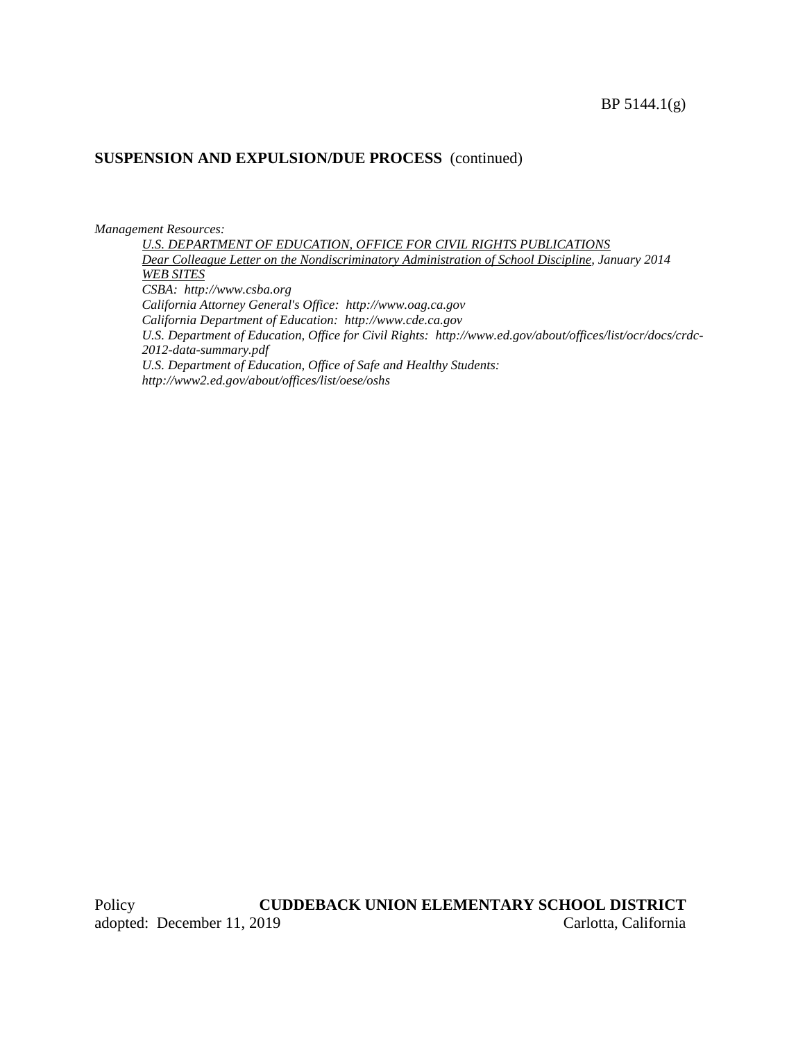**SUSPENSION AND EXPULSION/DUE PROCESS** (continued)

*Management Resources:*

*U.S. DEPARTMENT OF EDUCATION, OFFICE FOR CIVIL RIGHTS PUBLICATIONS*

*Dear Colleague Letter on the Nondiscriminatory Administration of School Discipline, January 2014*

*WEB SITES*

*CSBA: http://www.csba.org*

*California Attorney General's Office: http://www.oag.ca.gov*

*California Department of Education: http://www.cde.ca.gov*

*U.S. Department of Education, Office for Civil Rights: http://www.ed.gov/about/offices/list/ocr/docs/crdc-2012-data-summary.pdf*

*U.S. Department of Education, Office of Safe and Healthy Students: http://www2.ed.gov/about/offices/list/oese/oshs*

Policy adopted: December 11, 2019

**CUDDEBACK UNION ELEMENTARY SCHOOL DISTRICT**
Carlotta, California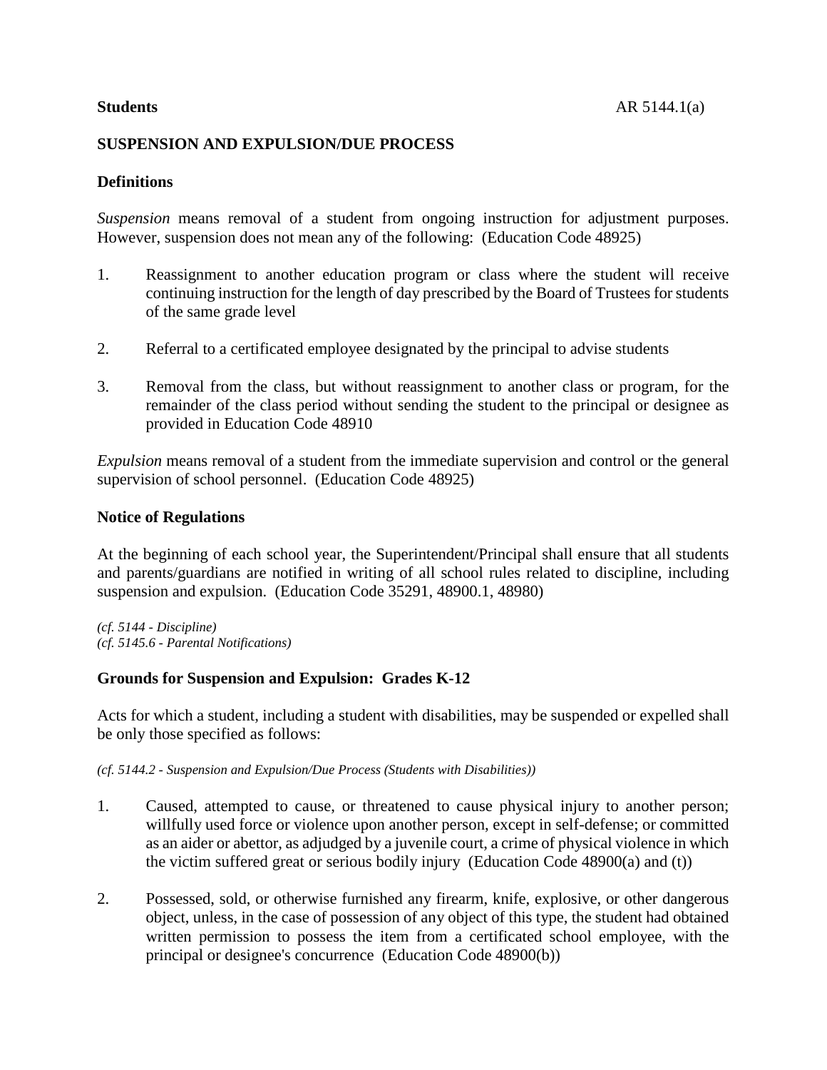**Students** AR 5144.1(a)

## SUSPENSION AND EXPULSION/DUE PROCESS

### Definitions

*Suspension* means removal of a student from ongoing instruction for adjustment purposes. However, suspension does not mean any of the following: (Education Code 48925)

1. Reassignment to another education program or class where the student will receive continuing instruction for the length of day prescribed by the Board of Trustees for students of the same grade level

2. Referral to a certificated employee designated by the principal to advise students

3. Removal from the class, but without reassignment to another class or program, for the remainder of the class period without sending the student to the principal or designee as provided in Education Code 48910

*Expulsion* means removal of a student from the immediate supervision and control or the general supervision of school personnel. (Education Code 48925)

### Notice of Regulations

At the beginning of each school year, the Superintendent/Principal shall ensure that all students and parents/guardians are notified in writing of all school rules related to discipline, including suspension and expulsion. (Education Code 35291, 48900.1, 48980)

*(cf. 5144 - Discipline)*
*(cf. 5145.6 - Parental Notifications)*

### Grounds for Suspension and Expulsion: Grades K-12

Acts for which a student, including a student with disabilities, may be suspended or expelled shall be only those specified as follows:

*(cf. 5144.2 - Suspension and Expulsion/Due Process (Students with Disabilities))*

1. Caused, attempted to cause, or threatened to cause physical injury to another person; willfully used force or violence upon another person, except in self-defense; or committed as an aider or abettor, as adjudged by a juvenile court, a crime of physical violence in which the victim suffered great or serious bodily injury (Education Code 48900(a) and (t))

2. Possessed, sold, or otherwise furnished any firearm, knife, explosive, or other dangerous object, unless, in the case of possession of any object of this type, the student had obtained written permission to possess the item from a certificated school employee, with the principal or designee's concurrence (Education Code 48900(b))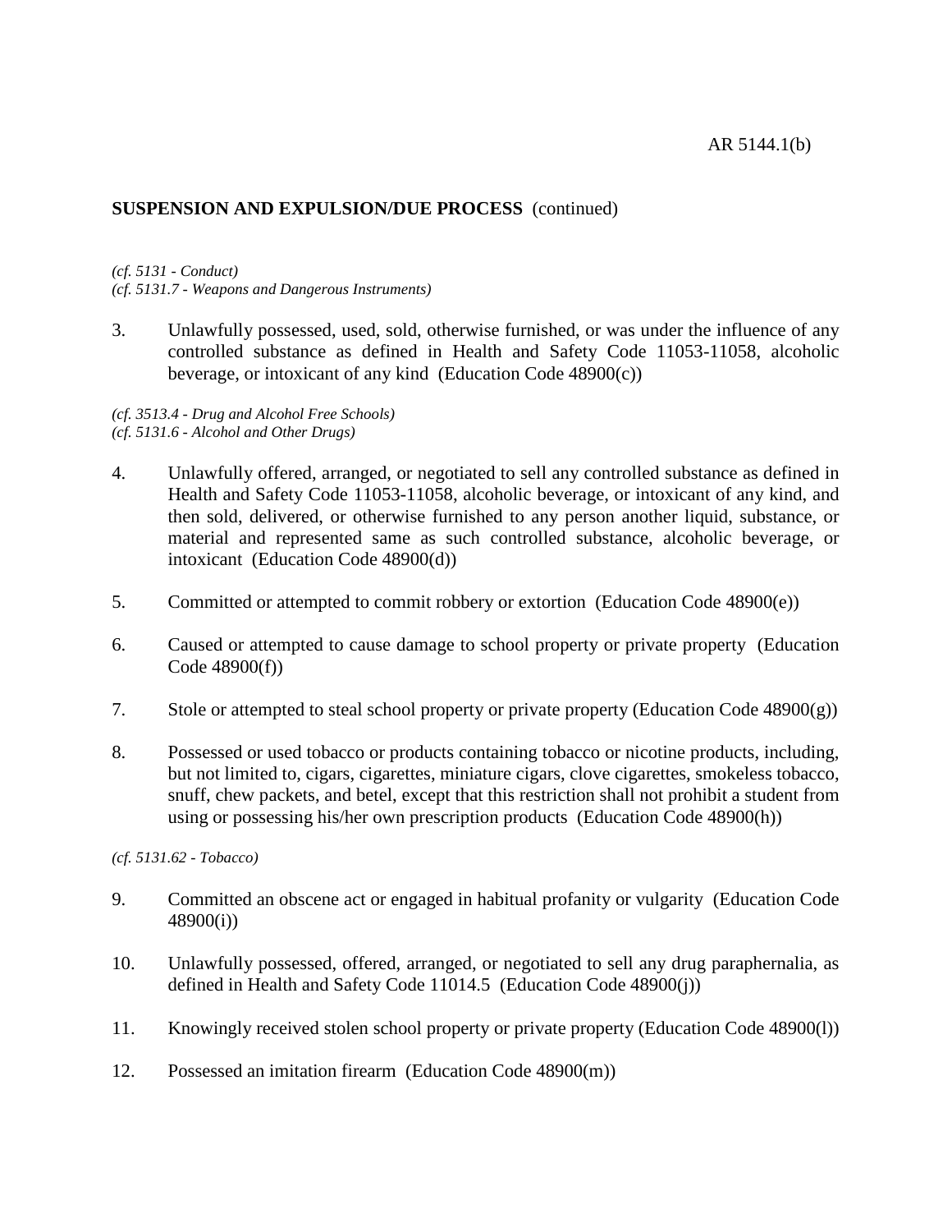**SUSPENSION AND EXPULSION/DUE PROCESS** (continued)

*(cf. 5131 - Conduct)*
*(cf. 5131.7 - Weapons and Dangerous Instruments)*

3. Unlawfully possessed, used, sold, otherwise furnished, or was under the influence of any controlled substance as defined in Health and Safety Code 11053-11058, alcoholic beverage, or intoxicant of any kind (Education Code 48900(c))

*(cf. 3513.4 - Drug and Alcohol Free Schools)*
*(cf. 5131.6 - Alcohol and Other Drugs)*

4. Unlawfully offered, arranged, or negotiated to sell any controlled substance as defined in Health and Safety Code 11053-11058, alcoholic beverage, or intoxicant of any kind, and then sold, delivered, or otherwise furnished to any person another liquid, substance, or material and represented same as such controlled substance, alcoholic beverage, or intoxicant (Education Code 48900(d))

5. Committed or attempted to commit robbery or extortion (Education Code 48900(e))

6. Caused or attempted to cause damage to school property or private property (Education Code 48900(f))

7. Stole or attempted to steal school property or private property (Education Code 48900(g))

8. Possessed or used tobacco or products containing tobacco or nicotine products, including, but not limited to, cigars, cigarettes, miniature cigars, clove cigarettes, smokeless tobacco, snuff, chew packets, and betel, except that this restriction shall not prohibit a student from using or possessing his/her own prescription products (Education Code 48900(h))

*(cf. 5131.62 - Tobacco)*

9. Committed an obscene act or engaged in habitual profanity or vulgarity (Education Code 48900(i))

10. Unlawfully possessed, offered, arranged, or negotiated to sell any drug paraphernalia, as defined in Health and Safety Code 11014.5 (Education Code 48900(j))

11. Knowingly received stolen school property or private property (Education Code 48900(l))

12. Possessed an imitation firearm (Education Code 48900(m))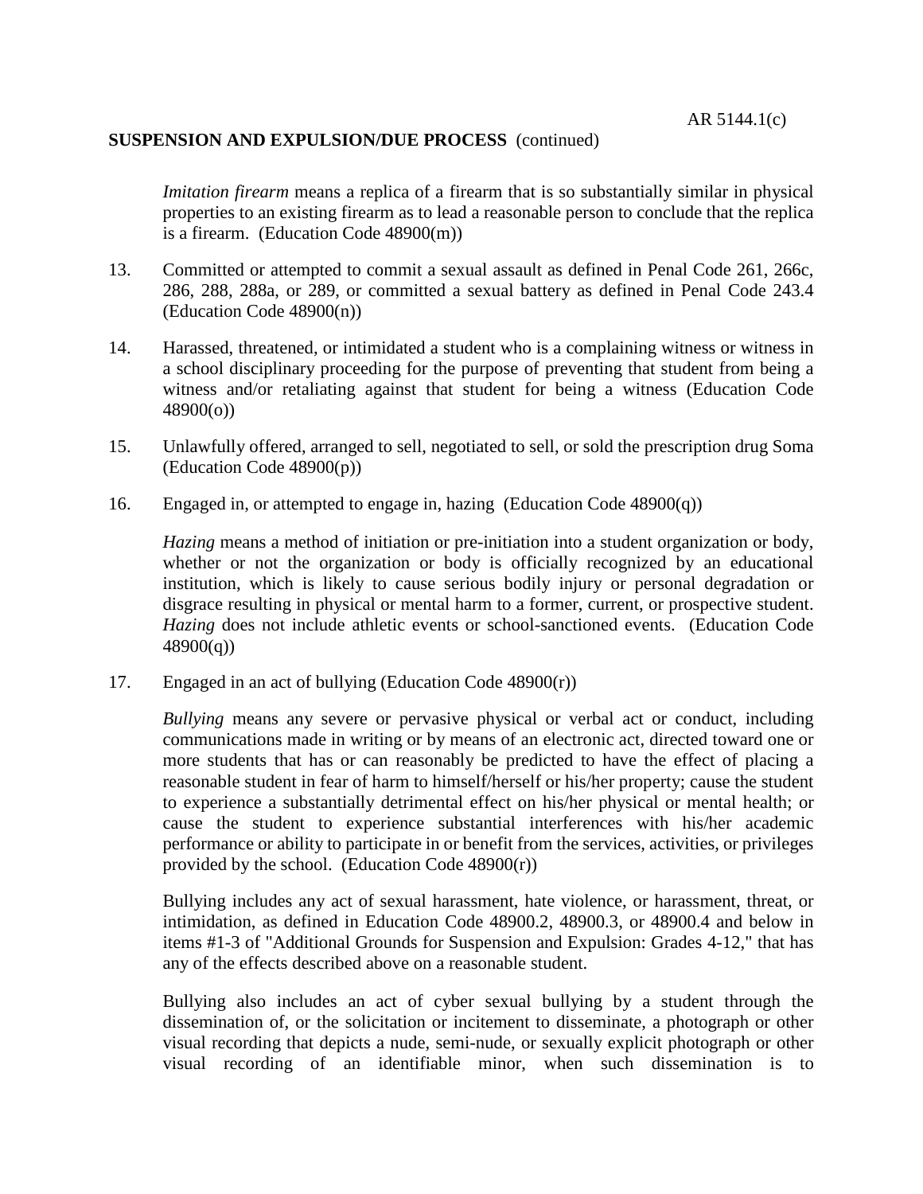*Imitation firearm* means a replica of a firearm that is so substantially similar in physical properties to an existing firearm as to lead a reasonable person to conclude that the replica is a firearm. (Education Code 48900(m))

13. Committed or attempted to commit a sexual assault as defined in Penal Code 261, 266c, 286, 288, 288a, or 289, or committed a sexual battery as defined in Penal Code 243.4 (Education Code 48900(n))

14. Harassed, threatened, or intimidated a student who is a complaining witness or witness in a school disciplinary proceeding for the purpose of preventing that student from being a witness and/or retaliating against that student for being a witness (Education Code 48900(o))

15. Unlawfully offered, arranged to sell, negotiated to sell, or sold the prescription drug Soma (Education Code 48900(p))

16. Engaged in, or attempted to engage in, hazing (Education Code 48900(q))

    *Hazing* means a method of initiation or pre-initiation into a student organization or body, whether or not the organization or body is officially recognized by an educational institution, which is likely to cause serious bodily injury or personal degradation or disgrace resulting in physical or mental harm to a former, current, or prospective student. *Hazing* does not include athletic events or school-sanctioned events. (Education Code 48900(q))

17. Engaged in an act of bullying (Education Code 48900(r))

    *Bullying* means any severe or pervasive physical or verbal act or conduct, including communications made in writing or by means of an electronic act, directed toward one or more students that has or can reasonably be predicted to have the effect of placing a reasonable student in fear of harm to himself/herself or his/her property; cause the student to experience a substantially detrimental effect on his/her physical or mental health; or cause the student to experience substantial interferences with his/her academic performance or ability to participate in or benefit from the services, activities, or privileges provided by the school. (Education Code 48900(r))

    Bullying includes any act of sexual harassment, hate violence, or harassment, threat, or intimidation, as defined in Education Code 48900.2, 48900.3, or 48900.4 and below in items #1-3 of "Additional Grounds for Suspension and Expulsion: Grades 4-12," that has any of the effects described above on a reasonable student.

    Bullying also includes an act of cyber sexual bullying by a student through the dissemination of, or the solicitation or incitement to disseminate, a photograph or other visual recording that depicts a nude, semi-nude, or sexually explicit photograph or other visual recording of an identifiable minor, when such dissemination is to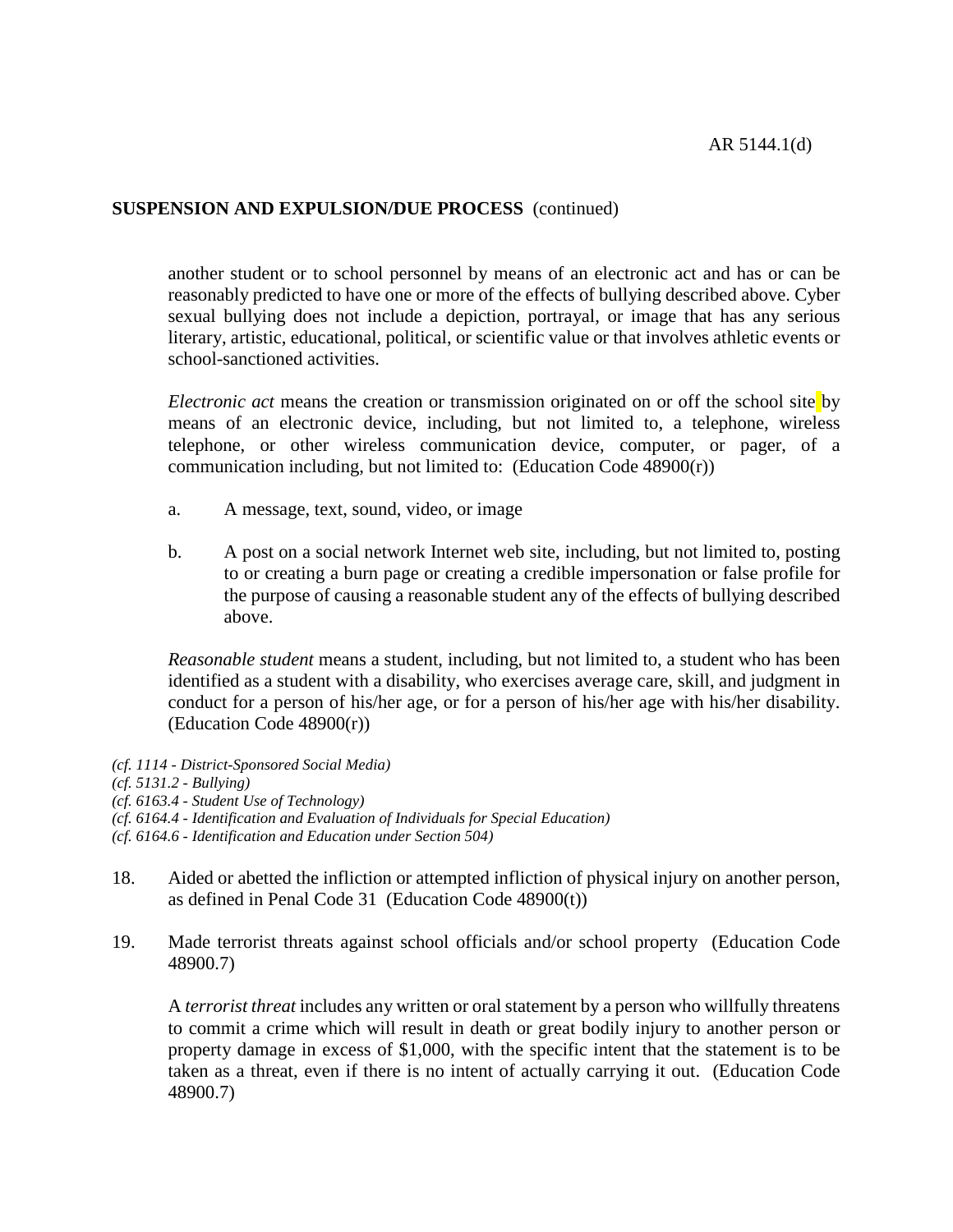**SUSPENSION AND EXPULSION/DUE PROCESS** (continued)

another student or to school personnel by means of an electronic act and has or can be reasonably predicted to have one or more of the effects of bullying described above. Cyber sexual bullying does not include a depiction, portrayal, or image that has any serious literary, artistic, educational, political, or scientific value or that involves athletic events or school-sanctioned activities.

*Electronic act* means the creation or transmission originated on or off the school site by means of an electronic device, including, but not limited to, a telephone, wireless telephone, or other wireless communication device, computer, or pager, of a communication including, but not limited to: (Education Code 48900(r))

a. A message, text, sound, video, or image

b. A post on a social network Internet web site, including, but not limited to, posting to or creating a burn page or creating a credible impersonation or false profile for the purpose of causing a reasonable student any of the effects of bullying described above.

*Reasonable student* means a student, including, but not limited to, a student who has been identified as a student with a disability, who exercises average care, skill, and judgment in conduct for a person of his/her age, or for a person of his/her age with his/her disability. (Education Code 48900(r))

*(cf. 1114 - District-Sponsored Social Media)*
*(cf. 5131.2 - Bullying)*
*(cf. 6163.4 - Student Use of Technology)*
*(cf. 6164.4 - Identification and Evaluation of Individuals for Special Education)*
*(cf. 6164.6 - Identification and Education under Section 504)*

18. Aided or abetted the infliction or attempted infliction of physical injury on another person, as defined in Penal Code 31 (Education Code 48900(t))

19. Made terrorist threats against school officials and/or school property (Education Code 48900.7)

    A *terrorist threat* includes any written or oral statement by a person who willfully threatens to commit a crime which will result in death or great bodily injury to another person or property damage in excess of $1,000, with the specific intent that the statement is to be taken as a threat, even if there is no intent of actually carrying it out. (Education Code 48900.7)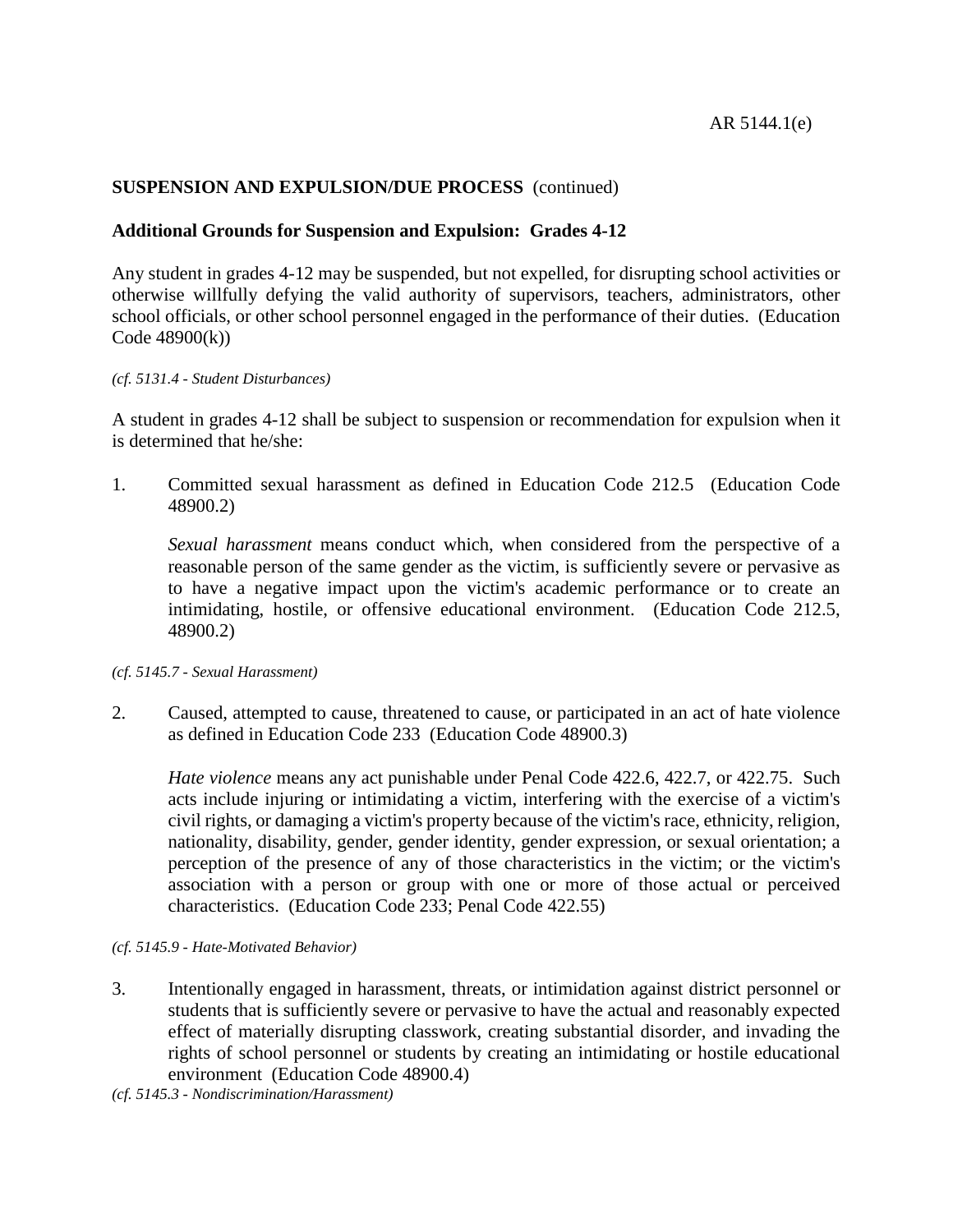**SUSPENSION AND EXPULSION/DUE PROCESS** (continued)

**Additional Grounds for Suspension and Expulsion: Grades 4-12**

Any student in grades 4-12 may be suspended, but not expelled, for disrupting school activities or otherwise willfully defying the valid authority of supervisors, teachers, administrators, other school officials, or other school personnel engaged in the performance of their duties. (Education Code 48900(k))

*(cf. 5131.4 - Student Disturbances)*

A student in grades 4-12 shall be subject to suspension or recommendation for expulsion when it is determined that he/she:

1. Committed sexual harassment as defined in Education Code 212.5 (Education Code 48900.2)

   *Sexual harassment* means conduct which, when considered from the perspective of a reasonable person of the same gender as the victim, is sufficiently severe or pervasive as to have a negative impact upon the victim's academic performance or to create an intimidating, hostile, or offensive educational environment. (Education Code 212.5, 48900.2)

*(cf. 5145.7 - Sexual Harassment)*

2. Caused, attempted to cause, threatened to cause, or participated in an act of hate violence as defined in Education Code 233 (Education Code 48900.3)

   *Hate violence* means any act punishable under Penal Code 422.6, 422.7, or 422.75. Such acts include injuring or intimidating a victim, interfering with the exercise of a victim's civil rights, or damaging a victim's property because of the victim's race, ethnicity, religion, nationality, disability, gender, gender identity, gender expression, or sexual orientation; a perception of the presence of any of those characteristics in the victim; or the victim's association with a person or group with one or more of those actual or perceived characteristics. (Education Code 233; Penal Code 422.55)

*(cf. 5145.9 - Hate-Motivated Behavior)*

3. Intentionally engaged in harassment, threats, or intimidation against district personnel or students that is sufficiently severe or pervasive to have the actual and reasonably expected effect of materially disrupting classwork, creating substantial disorder, and invading the rights of school personnel or students by creating an intimidating or hostile educational environment (Education Code 48900.4)

*(cf. 5145.3 - Nondiscrimination/Harassment)*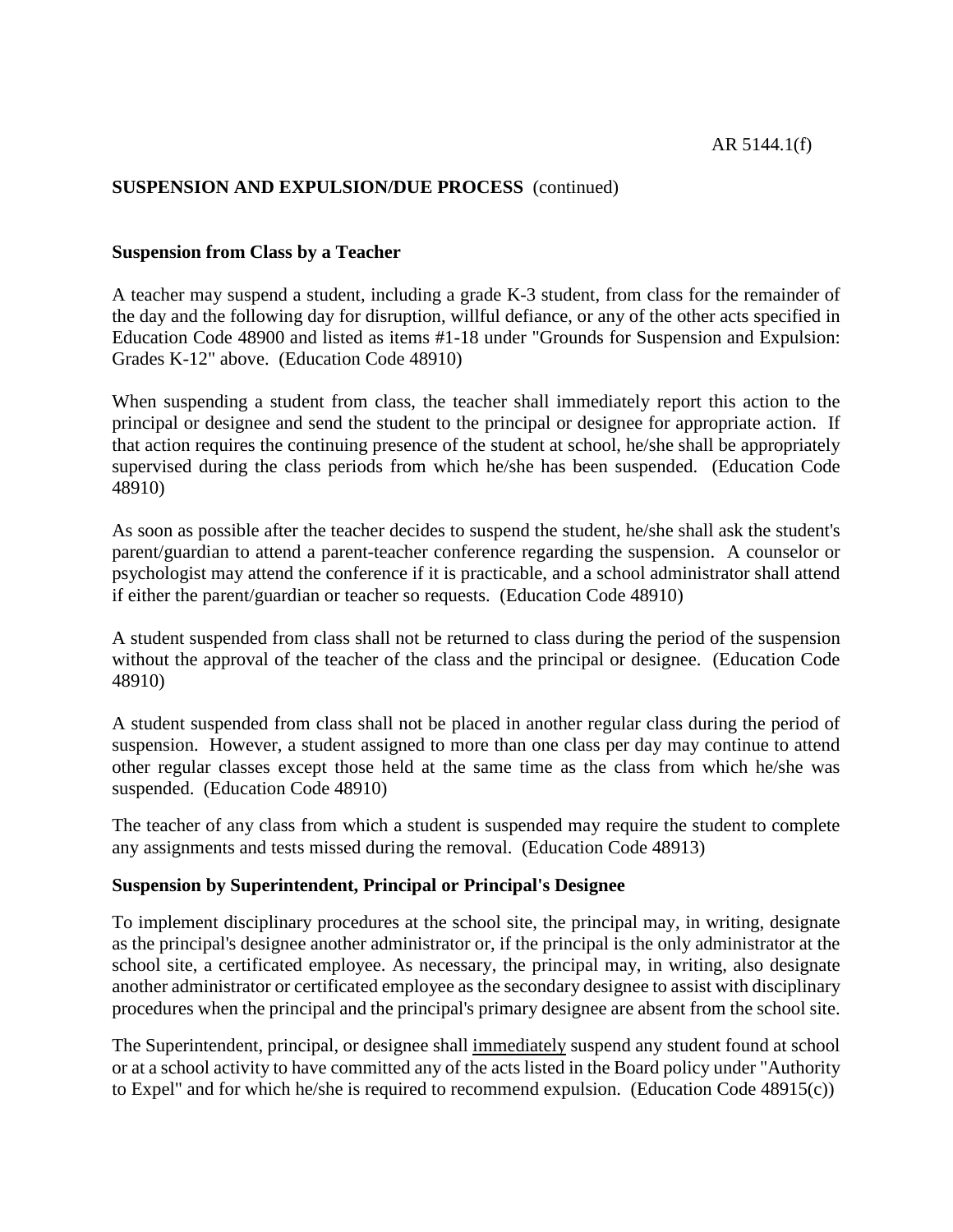**SUSPENSION AND EXPULSION/DUE PROCESS** (continued)

### Suspension from Class by a Teacher

A teacher may suspend a student, including a grade K-3 student, from class for the remainder of the day and the following day for disruption, willful defiance, or any of the other acts specified in Education Code 48900 and listed as items #1-18 under "Grounds for Suspension and Expulsion: Grades K-12" above. (Education Code 48910)

When suspending a student from class, the teacher shall immediately report this action to the principal or designee and send the student to the principal or designee for appropriate action. If that action requires the continuing presence of the student at school, he/she shall be appropriately supervised during the class periods from which he/she has been suspended. (Education Code 48910)

As soon as possible after the teacher decides to suspend the student, he/she shall ask the student's parent/guardian to attend a parent-teacher conference regarding the suspension. A counselor or psychologist may attend the conference if it is practicable, and a school administrator shall attend if either the parent/guardian or teacher so requests. (Education Code 48910)

A student suspended from class shall not be returned to class during the period of the suspension without the approval of the teacher of the class and the principal or designee. (Education Code 48910)

A student suspended from class shall not be placed in another regular class during the period of suspension. However, a student assigned to more than one class per day may continue to attend other regular classes except those held at the same time as the class from which he/she was suspended. (Education Code 48910)

The teacher of any class from which a student is suspended may require the student to complete any assignments and tests missed during the removal. (Education Code 48913)

### Suspension by Superintendent, Principal or Principal's Designee

To implement disciplinary procedures at the school site, the principal may, in writing, designate as the principal's designee another administrator or, if the principal is the only administrator at the school site, a certificated employee. As necessary, the principal may, in writing, also designate another administrator or certificated employee as the secondary designee to assist with disciplinary procedures when the principal and the principal's primary designee are absent from the school site.

The Superintendent, principal, or designee shall immediately suspend any student found at school or at a school activity to have committed any of the acts listed in the Board policy under "Authority to Expel" and for which he/she is required to recommend expulsion. (Education Code 48915(c))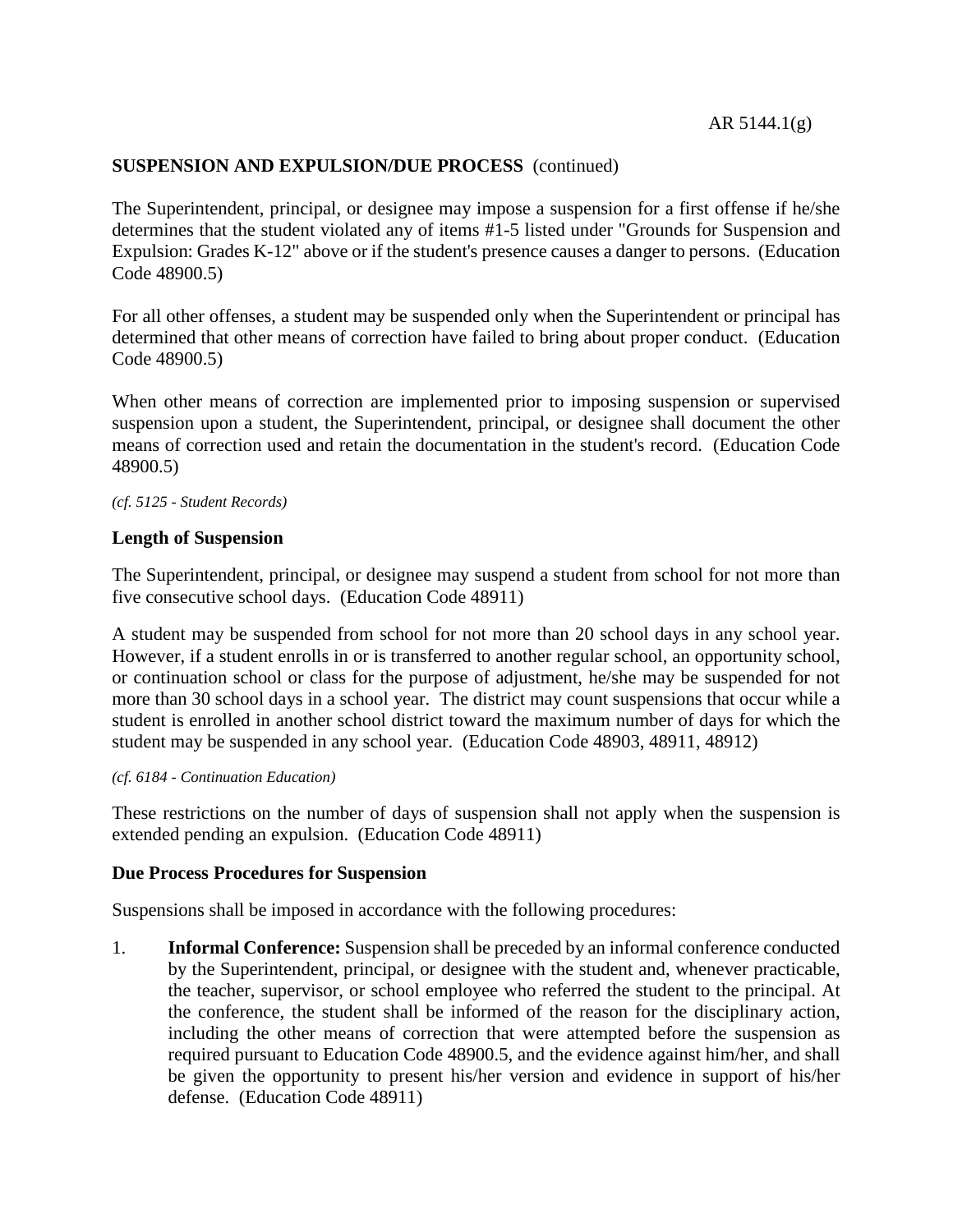**SUSPENSION AND EXPULSION/DUE PROCESS** (continued)

The Superintendent, principal, or designee may impose a suspension for a first offense if he/she determines that the student violated any of items #1-5 listed under "Grounds for Suspension and Expulsion: Grades K-12" above or if the student's presence causes a danger to persons. (Education Code 48900.5)

For all other offenses, a student may be suspended only when the Superintendent or principal has determined that other means of correction have failed to bring about proper conduct. (Education Code 48900.5)

When other means of correction are implemented prior to imposing suspension or supervised suspension upon a student, the Superintendent, principal, or designee shall document the other means of correction used and retain the documentation in the student's record. (Education Code 48900.5)

*(cf. 5125 - Student Records)*

## Length of Suspension

The Superintendent, principal, or designee may suspend a student from school for not more than five consecutive school days. (Education Code 48911)

A student may be suspended from school for not more than 20 school days in any school year. However, if a student enrolls in or is transferred to another regular school, an opportunity school, or continuation school or class for the purpose of adjustment, he/she may be suspended for not more than 30 school days in a school year. The district may count suspensions that occur while a student is enrolled in another school district toward the maximum number of days for which the student may be suspended in any school year. (Education Code 48903, 48911, 48912)

*(cf. 6184 - Continuation Education)*

These restrictions on the number of days of suspension shall not apply when the suspension is extended pending an expulsion. (Education Code 48911)

## Due Process Procedures for Suspension

Suspensions shall be imposed in accordance with the following procedures:

1. **Informal Conference:** Suspension shall be preceded by an informal conference conducted by the Superintendent, principal, or designee with the student and, whenever practicable, the teacher, supervisor, or school employee who referred the student to the principal. At the conference, the student shall be informed of the reason for the disciplinary action, including the other means of correction that were attempted before the suspension as required pursuant to Education Code 48900.5, and the evidence against him/her, and shall be given the opportunity to present his/her version and evidence in support of his/her defense. (Education Code 48911)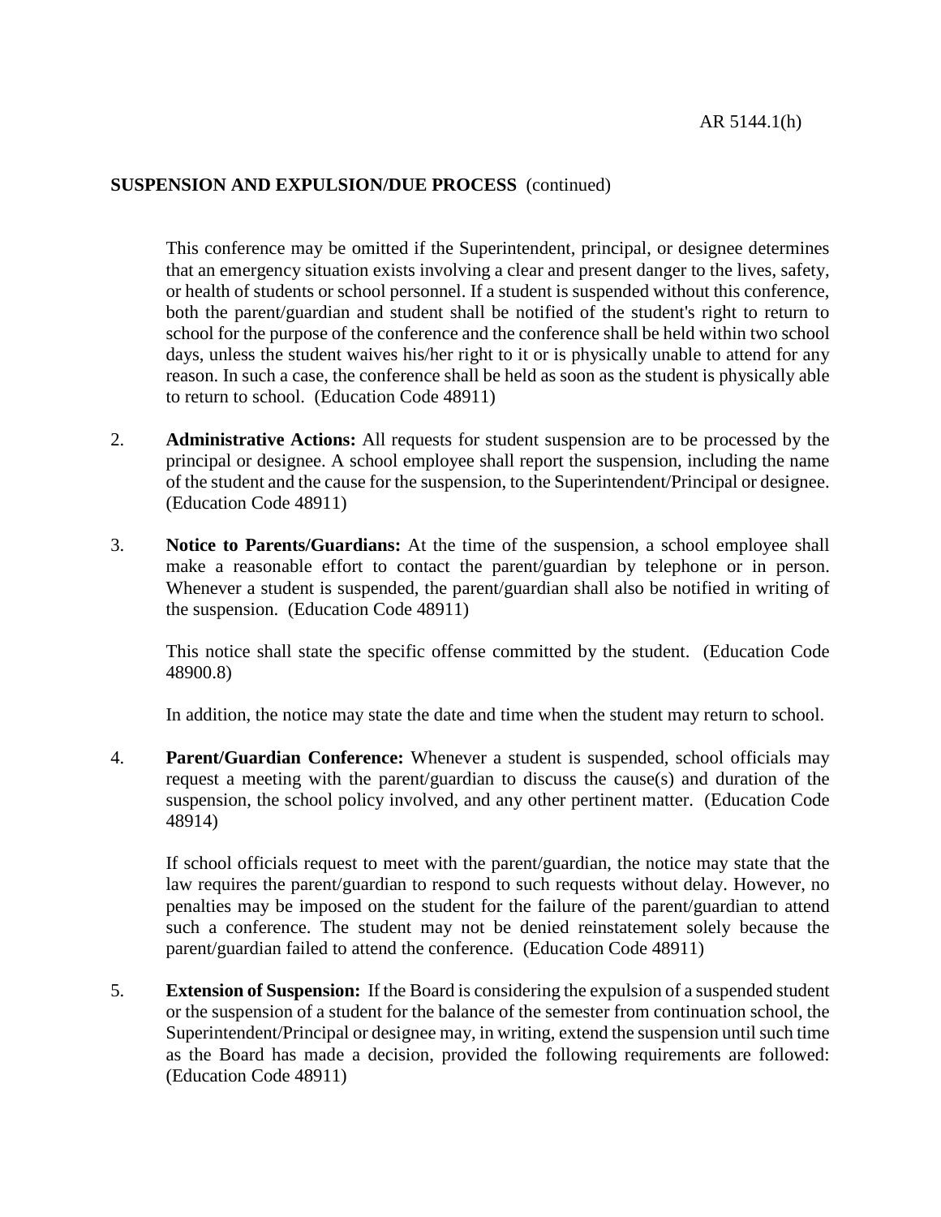This conference may be omitted if the Superintendent, principal, or designee determines that an emergency situation exists involving a clear and present danger to the lives, safety, or health of students or school personnel. If a student is suspended without this conference, both the parent/guardian and student shall be notified of the student's right to return to school for the purpose of the conference and the conference shall be held within two school days, unless the student waives his/her right to it or is physically unable to attend for any reason. In such a case, the conference shall be held as soon as the student is physically able to return to school. (Education Code 48911)

2. **Administrative Actions:** All requests for student suspension are to be processed by the principal or designee. A school employee shall report the suspension, including the name of the student and the cause for the suspension, to the Superintendent/Principal or designee. (Education Code 48911)

3. **Notice to Parents/Guardians:** At the time of the suspension, a school employee shall make a reasonable effort to contact the parent/guardian by telephone or in person. Whenever a student is suspended, the parent/guardian shall also be notified in writing of the suspension. (Education Code 48911)

   This notice shall state the specific offense committed by the student. (Education Code 48900.8)

   In addition, the notice may state the date and time when the student may return to school.

4. **Parent/Guardian Conference:** Whenever a student is suspended, school officials may request a meeting with the parent/guardian to discuss the cause(s) and duration of the suspension, the school policy involved, and any other pertinent matter. (Education Code 48914)

   If school officials request to meet with the parent/guardian, the notice may state that the law requires the parent/guardian to respond to such requests without delay. However, no penalties may be imposed on the student for the failure of the parent/guardian to attend such a conference. The student may not be denied reinstatement solely because the parent/guardian failed to attend the conference. (Education Code 48911)

5. **Extension of Suspension:** If the Board is considering the expulsion of a suspended student or the suspension of a student for the balance of the semester from continuation school, the Superintendent/Principal or designee may, in writing, extend the suspension until such time as the Board has made a decision, provided the following requirements are followed: (Education Code 48911)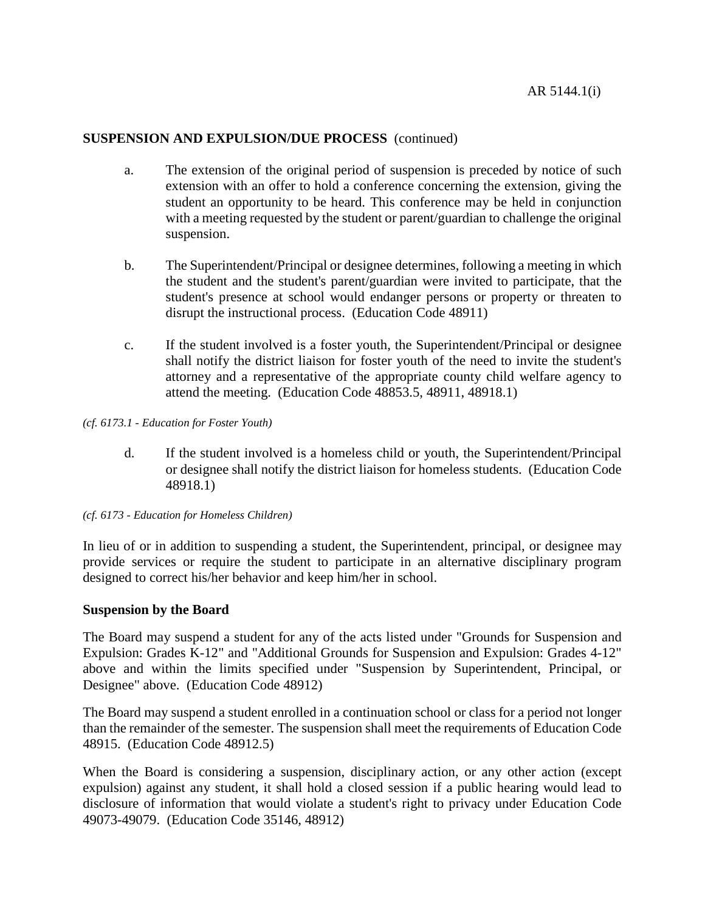**SUSPENSION AND EXPULSION/DUE PROCESS** (continued)

a. The extension of the original period of suspension is preceded by notice of such extension with an offer to hold a conference concerning the extension, giving the student an opportunity to be heard. This conference may be held in conjunction with a meeting requested by the student or parent/guardian to challenge the original suspension.

b. The Superintendent/Principal or designee determines, following a meeting in which the student and the student's parent/guardian were invited to participate, that the student's presence at school would endanger persons or property or threaten to disrupt the instructional process. (Education Code 48911)

c. If the student involved is a foster youth, the Superintendent/Principal or designee shall notify the district liaison for foster youth of the need to invite the student's attorney and a representative of the appropriate county child welfare agency to attend the meeting. (Education Code 48853.5, 48911, 48918.1)

*(cf. 6173.1 - Education for Foster Youth)*

d. If the student involved is a homeless child or youth, the Superintendent/Principal or designee shall notify the district liaison for homeless students. (Education Code 48918.1)

*(cf. 6173 - Education for Homeless Children)*

In lieu of or in addition to suspending a student, the Superintendent, principal, or designee may provide services or require the student to participate in an alternative disciplinary program designed to correct his/her behavior and keep him/her in school.

**Suspension by the Board**

The Board may suspend a student for any of the acts listed under "Grounds for Suspension and Expulsion: Grades K-12" and "Additional Grounds for Suspension and Expulsion: Grades 4-12" above and within the limits specified under "Suspension by Superintendent, Principal, or Designee" above. (Education Code 48912)

The Board may suspend a student enrolled in a continuation school or class for a period not longer than the remainder of the semester. The suspension shall meet the requirements of Education Code 48915. (Education Code 48912.5)

When the Board is considering a suspension, disciplinary action, or any other action (except expulsion) against any student, it shall hold a closed session if a public hearing would lead to disclosure of information that would violate a student's right to privacy under Education Code 49073-49079. (Education Code 35146, 48912)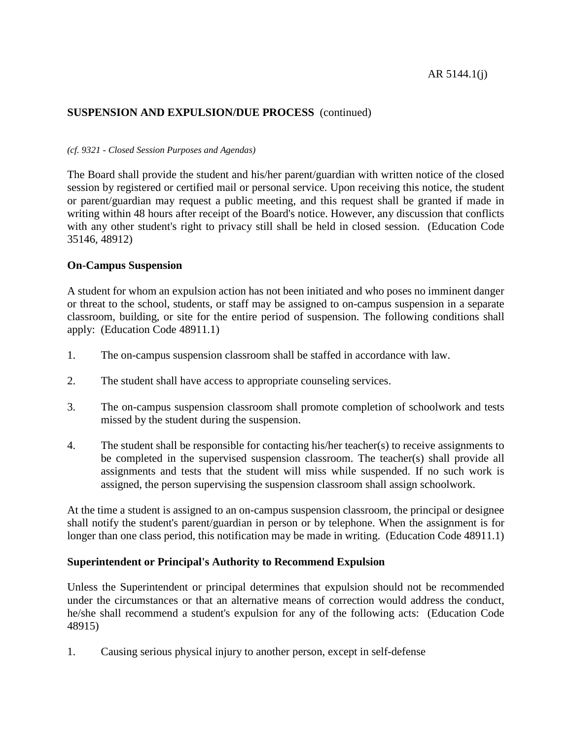## SUSPENSION AND EXPULSION/DUE PROCESS (continued)

*(cf. 9321 - Closed Session Purposes and Agendas)*

The Board shall provide the student and his/her parent/guardian with written notice of the closed session by registered or certified mail or personal service. Upon receiving this notice, the student or parent/guardian may request a public meeting, and this request shall be granted if made in writing within 48 hours after receipt of the Board's notice. However, any discussion that conflicts with any other student's right to privacy still shall be held in closed session. (Education Code 35146, 48912)

**On-Campus Suspension**

A student for whom an expulsion action has not been initiated and who poses no imminent danger or threat to the school, students, or staff may be assigned to on-campus suspension in a separate classroom, building, or site for the entire period of suspension. The following conditions shall apply: (Education Code 48911.1)

1. The on-campus suspension classroom shall be staffed in accordance with law.
2. The student shall have access to appropriate counseling services.
3. The on-campus suspension classroom shall promote completion of schoolwork and tests missed by the student during the suspension.
4. The student shall be responsible for contacting his/her teacher(s) to receive assignments to be completed in the supervised suspension classroom. The teacher(s) shall provide all assignments and tests that the student will miss while suspended. If no such work is assigned, the person supervising the suspension classroom shall assign schoolwork.

At the time a student is assigned to an on-campus suspension classroom, the principal or designee shall notify the student's parent/guardian in person or by telephone. When the assignment is for longer than one class period, this notification may be made in writing. (Education Code 48911.1)

**Superintendent or Principal's Authority to Recommend Expulsion**

Unless the Superintendent or principal determines that expulsion should not be recommended under the circumstances or that an alternative means of correction would address the conduct, he/she shall recommend a student's expulsion for any of the following acts: (Education Code 48915)

1. Causing serious physical injury to another person, except in self-defense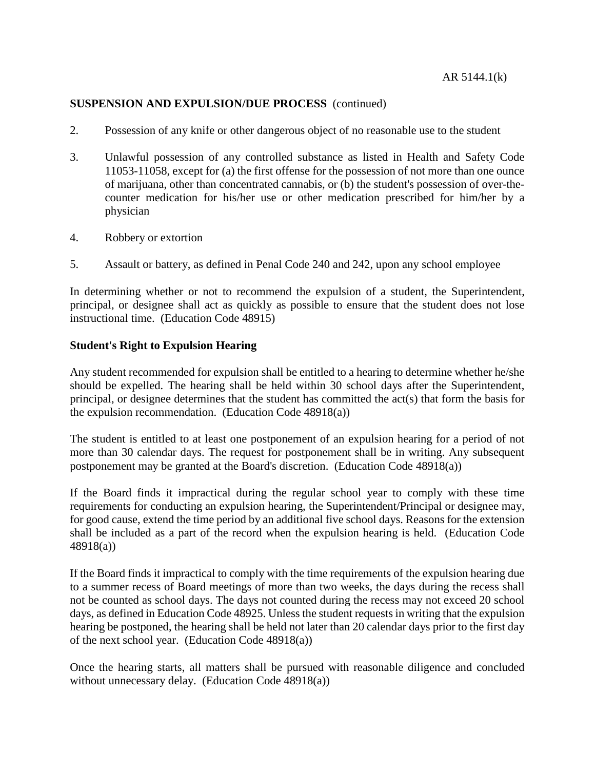**SUSPENSION AND EXPULSION/DUE PROCESS** (continued)

2. Possession of any knife or other dangerous object of no reasonable use to the student

3. Unlawful possession of any controlled substance as listed in Health and Safety Code 11053-11058, except for (a) the first offense for the possession of not more than one ounce of marijuana, other than concentrated cannabis, or (b) the student's possession of over-the-counter medication for his/her use or other medication prescribed for him/her by a physician

4. Robbery or extortion

5. Assault or battery, as defined in Penal Code 240 and 242, upon any school employee

In determining whether or not to recommend the expulsion of a student, the Superintendent, principal, or designee shall act as quickly as possible to ensure that the student does not lose instructional time. (Education Code 48915)

**Student's Right to Expulsion Hearing**

Any student recommended for expulsion shall be entitled to a hearing to determine whether he/she should be expelled. The hearing shall be held within 30 school days after the Superintendent, principal, or designee determines that the student has committed the act(s) that form the basis for the expulsion recommendation. (Education Code 48918(a))

The student is entitled to at least one postponement of an expulsion hearing for a period of not more than 30 calendar days. The request for postponement shall be in writing. Any subsequent postponement may be granted at the Board's discretion. (Education Code 48918(a))

If the Board finds it impractical during the regular school year to comply with these time requirements for conducting an expulsion hearing, the Superintendent/Principal or designee may, for good cause, extend the time period by an additional five school days. Reasons for the extension shall be included as a part of the record when the expulsion hearing is held. (Education Code 48918(a))

If the Board finds it impractical to comply with the time requirements of the expulsion hearing due to a summer recess of Board meetings of more than two weeks, the days during the recess shall not be counted as school days. The days not counted during the recess may not exceed 20 school days, as defined in Education Code 48925. Unless the student requests in writing that the expulsion hearing be postponed, the hearing shall be held not later than 20 calendar days prior to the first day of the next school year. (Education Code 48918(a))

Once the hearing starts, all matters shall be pursued with reasonable diligence and concluded without unnecessary delay. (Education Code 48918(a))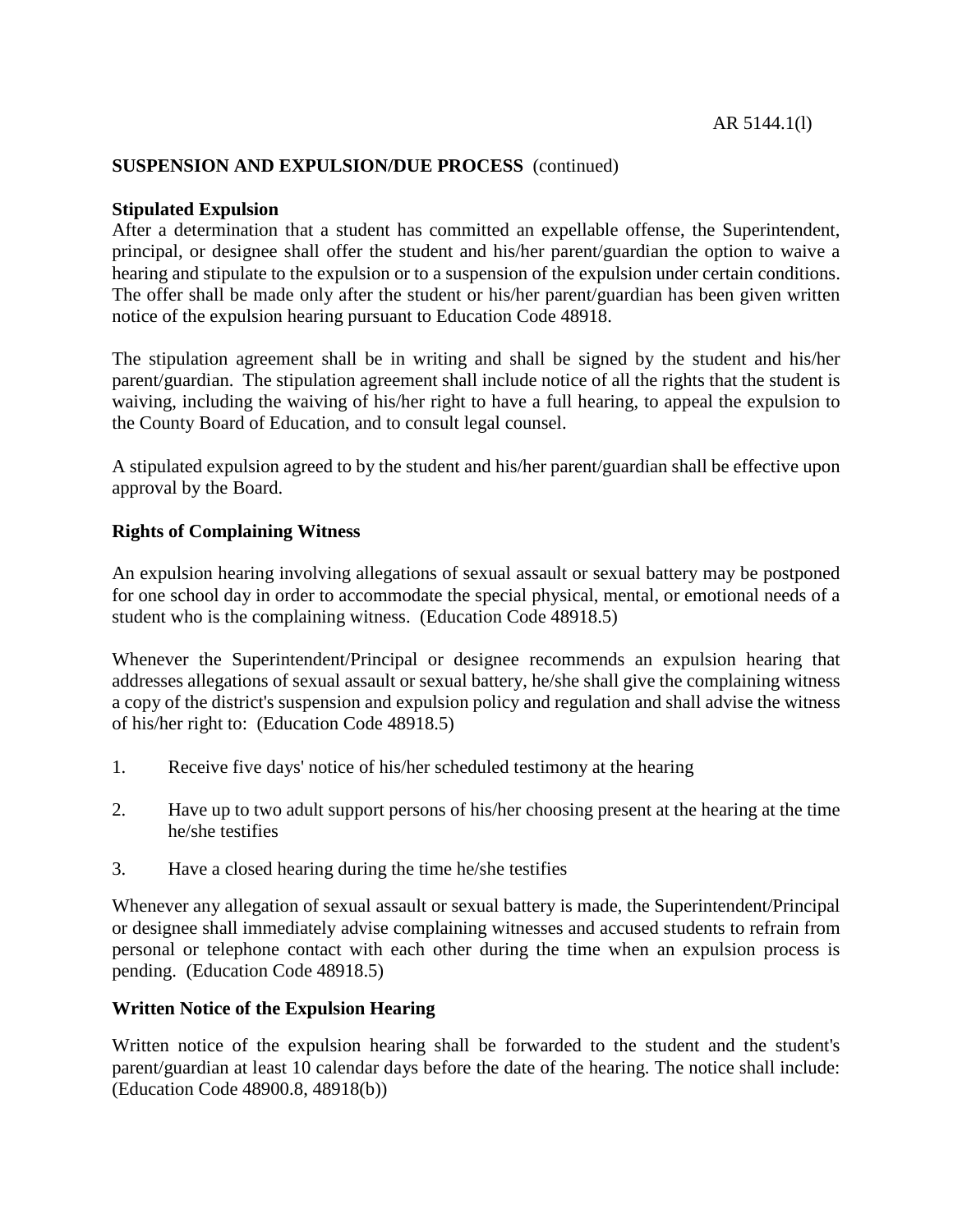**SUSPENSION AND EXPULSION/DUE PROCESS** (continued)

**Stipulated Expulsion**

After a determination that a student has committed an expellable offense, the Superintendent, principal, or designee shall offer the student and his/her parent/guardian the option to waive a hearing and stipulate to the expulsion or to a suspension of the expulsion under certain conditions. The offer shall be made only after the student or his/her parent/guardian has been given written notice of the expulsion hearing pursuant to Education Code 48918.

The stipulation agreement shall be in writing and shall be signed by the student and his/her parent/guardian. The stipulation agreement shall include notice of all the rights that the student is waiving, including the waiving of his/her right to have a full hearing, to appeal the expulsion to the County Board of Education, and to consult legal counsel.

A stipulated expulsion agreed to by the student and his/her parent/guardian shall be effective upon approval by the Board.

**Rights of Complaining Witness**

An expulsion hearing involving allegations of sexual assault or sexual battery may be postponed for one school day in order to accommodate the special physical, mental, or emotional needs of a student who is the complaining witness. (Education Code 48918.5)

Whenever the Superintendent/Principal or designee recommends an expulsion hearing that addresses allegations of sexual assault or sexual battery, he/she shall give the complaining witness a copy of the district's suspension and expulsion policy and regulation and shall advise the witness of his/her right to: (Education Code 48918.5)

1. Receive five days' notice of his/her scheduled testimony at the hearing
2. Have up to two adult support persons of his/her choosing present at the hearing at the time he/she testifies
3. Have a closed hearing during the time he/she testifies

Whenever any allegation of sexual assault or sexual battery is made, the Superintendent/Principal or designee shall immediately advise complaining witnesses and accused students to refrain from personal or telephone contact with each other during the time when an expulsion process is pending. (Education Code 48918.5)

**Written Notice of the Expulsion Hearing**

Written notice of the expulsion hearing shall be forwarded to the student and the student's parent/guardian at least 10 calendar days before the date of the hearing. The notice shall include: (Education Code 48900.8, 48918(b))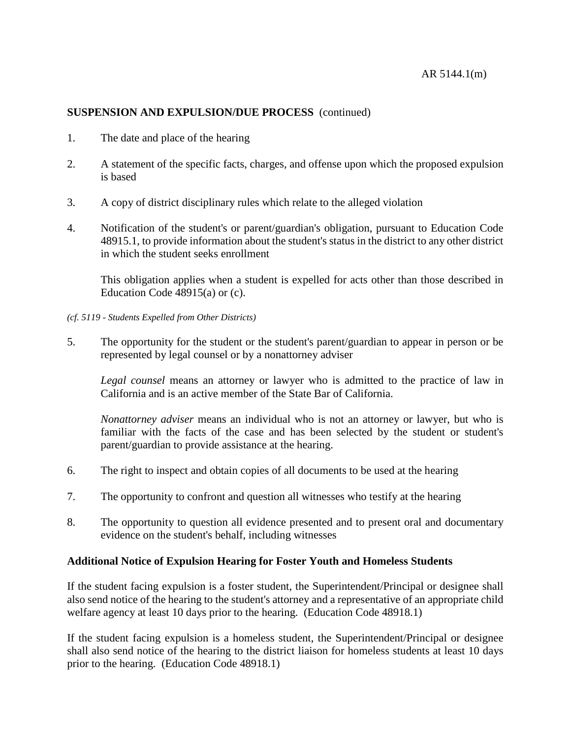**SUSPENSION AND EXPULSION/DUE PROCESS** (continued)

1. The date and place of the hearing

2. A statement of the specific facts, charges, and offense upon which the proposed expulsion is based

3. A copy of district disciplinary rules which relate to the alleged violation

4. Notification of the student's or parent/guardian's obligation, pursuant to Education Code 48915.1, to provide information about the student's status in the district to any other district in which the student seeks enrollment

   This obligation applies when a student is expelled for acts other than those described in Education Code 48915(a) or (c).

*(cf. 5119 - Students Expelled from Other Districts)*

5. The opportunity for the student or the student's parent/guardian to appear in person or be represented by legal counsel or by a nonattorney adviser

   *Legal counsel* means an attorney or lawyer who is admitted to the practice of law in California and is an active member of the State Bar of California.

   *Nonattorney adviser* means an individual who is not an attorney or lawyer, but who is familiar with the facts of the case and has been selected by the student or student's parent/guardian to provide assistance at the hearing.

6. The right to inspect and obtain copies of all documents to be used at the hearing

7. The opportunity to confront and question all witnesses who testify at the hearing

8. The opportunity to question all evidence presented and to present oral and documentary evidence on the student's behalf, including witnesses

**Additional Notice of Expulsion Hearing for Foster Youth and Homeless Students**

If the student facing expulsion is a foster student, the Superintendent/Principal or designee shall also send notice of the hearing to the student's attorney and a representative of an appropriate child welfare agency at least 10 days prior to the hearing. (Education Code 48918.1)

If the student facing expulsion is a homeless student, the Superintendent/Principal or designee shall also send notice of the hearing to the district liaison for homeless students at least 10 days prior to the hearing. (Education Code 48918.1)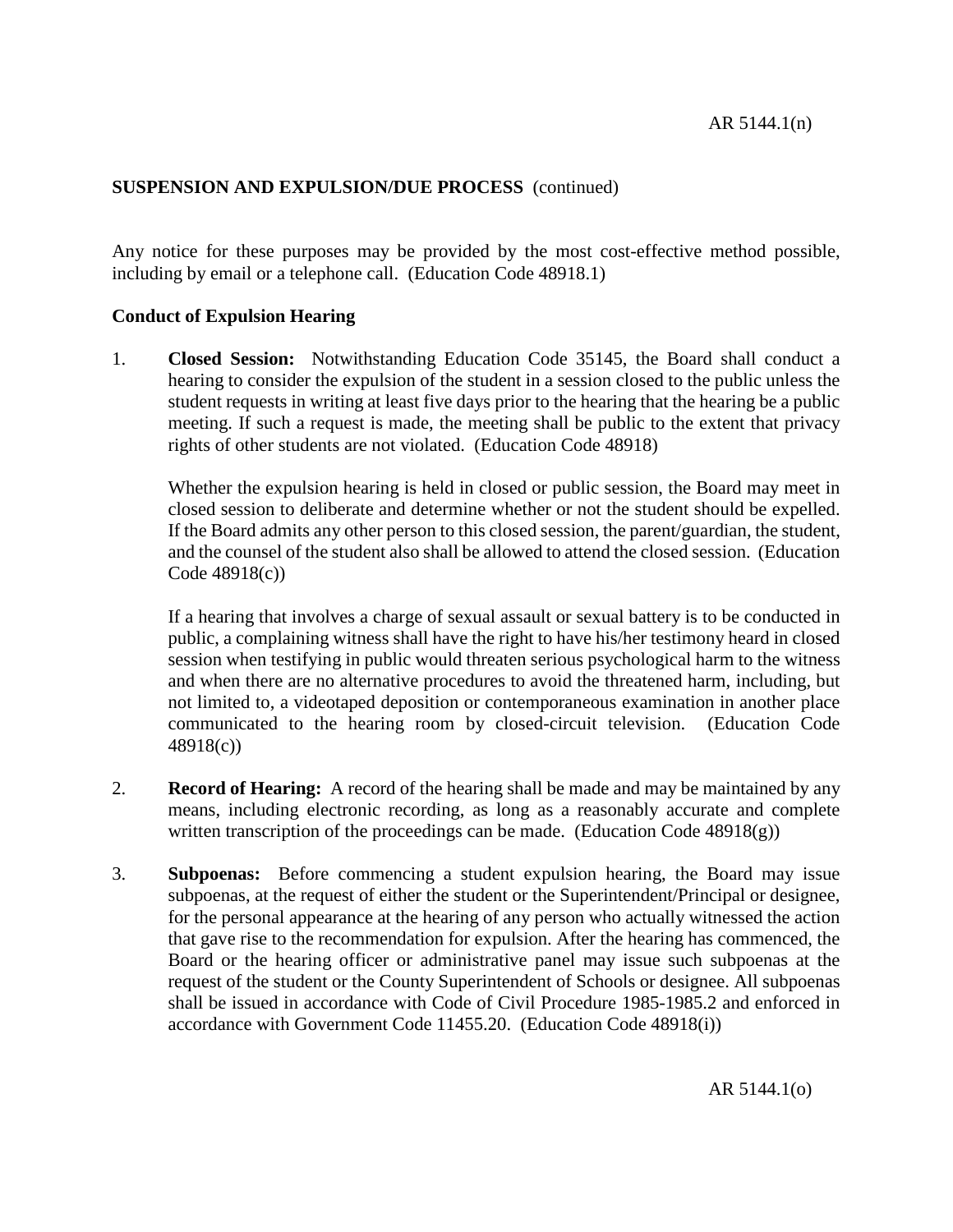Any notice for these purposes may be provided by the most cost-effective method possible, including by email or a telephone call. (Education Code 48918.1)

**Conduct of Expulsion Hearing**

1. **Closed Session:** Notwithstanding Education Code 35145, the Board shall conduct a hearing to consider the expulsion of the student in a session closed to the public unless the student requests in writing at least five days prior to the hearing that the hearing be a public meeting. If such a request is made, the meeting shall be public to the extent that privacy rights of other students are not violated. (Education Code 48918)

   Whether the expulsion hearing is held in closed or public session, the Board may meet in closed session to deliberate and determine whether or not the student should be expelled. If the Board admits any other person to this closed session, the parent/guardian, the student, and the counsel of the student also shall be allowed to attend the closed session. (Education Code 48918(c))

   If a hearing that involves a charge of sexual assault or sexual battery is to be conducted in public, a complaining witness shall have the right to have his/her testimony heard in closed session when testifying in public would threaten serious psychological harm to the witness and when there are no alternative procedures to avoid the threatened harm, including, but not limited to, a videotaped deposition or contemporaneous examination in another place communicated to the hearing room by closed-circuit television. (Education Code 48918(c))

2. **Record of Hearing:** A record of the hearing shall be made and may be maintained by any means, including electronic recording, as long as a reasonably accurate and complete written transcription of the proceedings can be made. (Education Code 48918(g))

3. **Subpoenas:** Before commencing a student expulsion hearing, the Board may issue subpoenas, at the request of either the student or the Superintendent/Principal or designee, for the personal appearance at the hearing of any person who actually witnessed the action that gave rise to the recommendation for expulsion. After the hearing has commenced, the Board or the hearing officer or administrative panel may issue such subpoenas at the request of the student or the County Superintendent of Schools or designee. All subpoenas shall be issued in accordance with Code of Civil Procedure 1985-1985.2 and enforced in accordance with Government Code 11455.20. (Education Code 48918(i))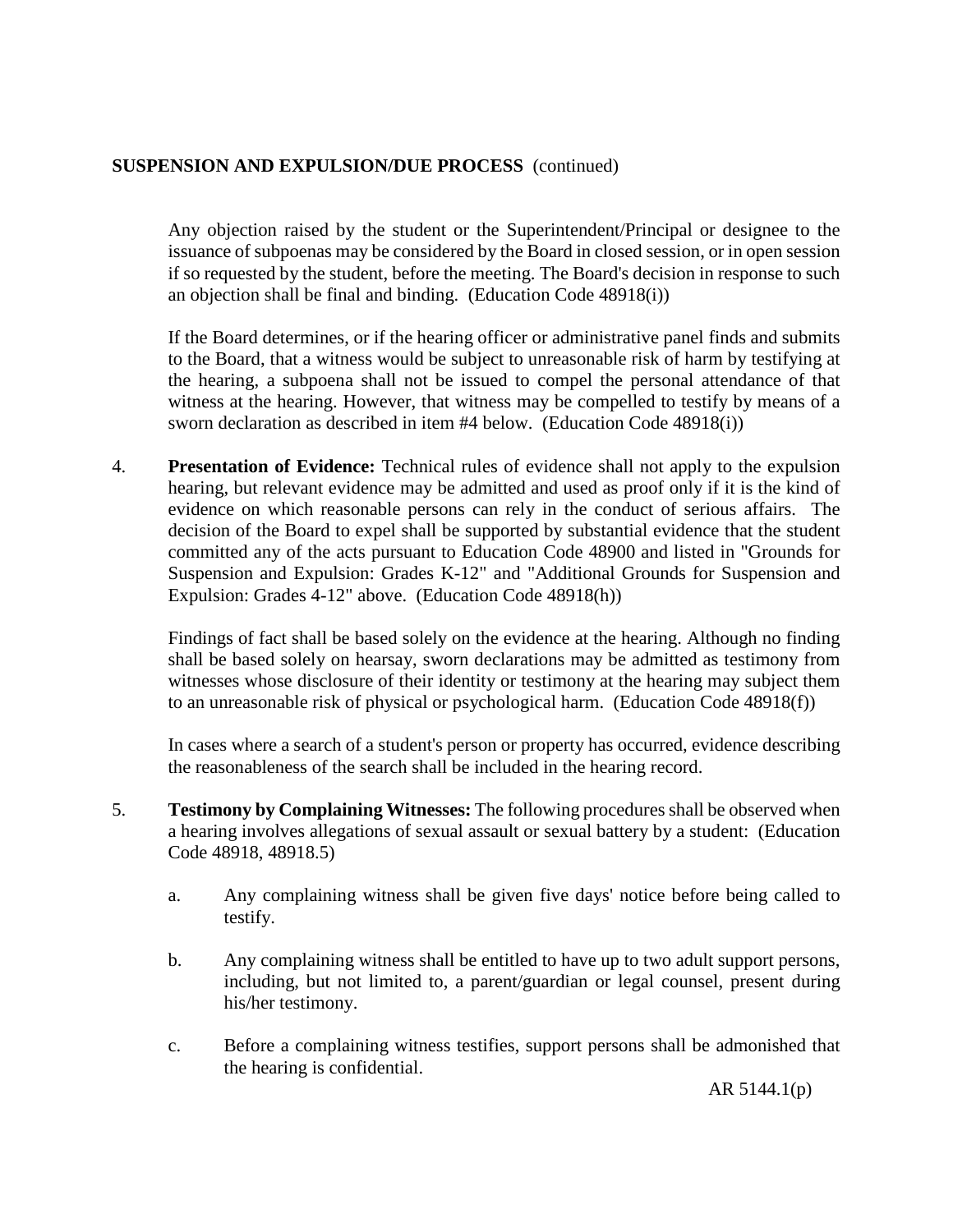Any objection raised by the student or the Superintendent/Principal or designee to the issuance of subpoenas may be considered by the Board in closed session, or in open session if so requested by the student, before the meeting. The Board's decision in response to such an objection shall be final and binding. (Education Code 48918(i))

If the Board determines, or if the hearing officer or administrative panel finds and submits to the Board, that a witness would be subject to unreasonable risk of harm by testifying at the hearing, a subpoena shall not be issued to compel the personal attendance of that witness at the hearing. However, that witness may be compelled to testify by means of a sworn declaration as described in item #4 below. (Education Code 48918(i))

4. **Presentation of Evidence:** Technical rules of evidence shall not apply to the expulsion hearing, but relevant evidence may be admitted and used as proof only if it is the kind of evidence on which reasonable persons can rely in the conduct of serious affairs. The decision of the Board to expel shall be supported by substantial evidence that the student committed any of the acts pursuant to Education Code 48900 and listed in "Grounds for Suspension and Expulsion: Grades K-12" and "Additional Grounds for Suspension and Expulsion: Grades 4-12" above. (Education Code 48918(h))

   Findings of fact shall be based solely on the evidence at the hearing. Although no finding shall be based solely on hearsay, sworn declarations may be admitted as testimony from witnesses whose disclosure of their identity or testimony at the hearing may subject them to an unreasonable risk of physical or psychological harm. (Education Code 48918(f))

   In cases where a search of a student's person or property has occurred, evidence describing the reasonableness of the search shall be included in the hearing record.

5. **Testimony by Complaining Witnesses:** The following procedures shall be observed when a hearing involves allegations of sexual assault or sexual battery by a student: (Education Code 48918, 48918.5)

   a. Any complaining witness shall be given five days' notice before being called to testify.

   b. Any complaining witness shall be entitled to have up to two adult support persons, including, but not limited to, a parent/guardian or legal counsel, present during his/her testimony.

   c. Before a complaining witness testifies, support persons shall be admonished that the hearing is confidential.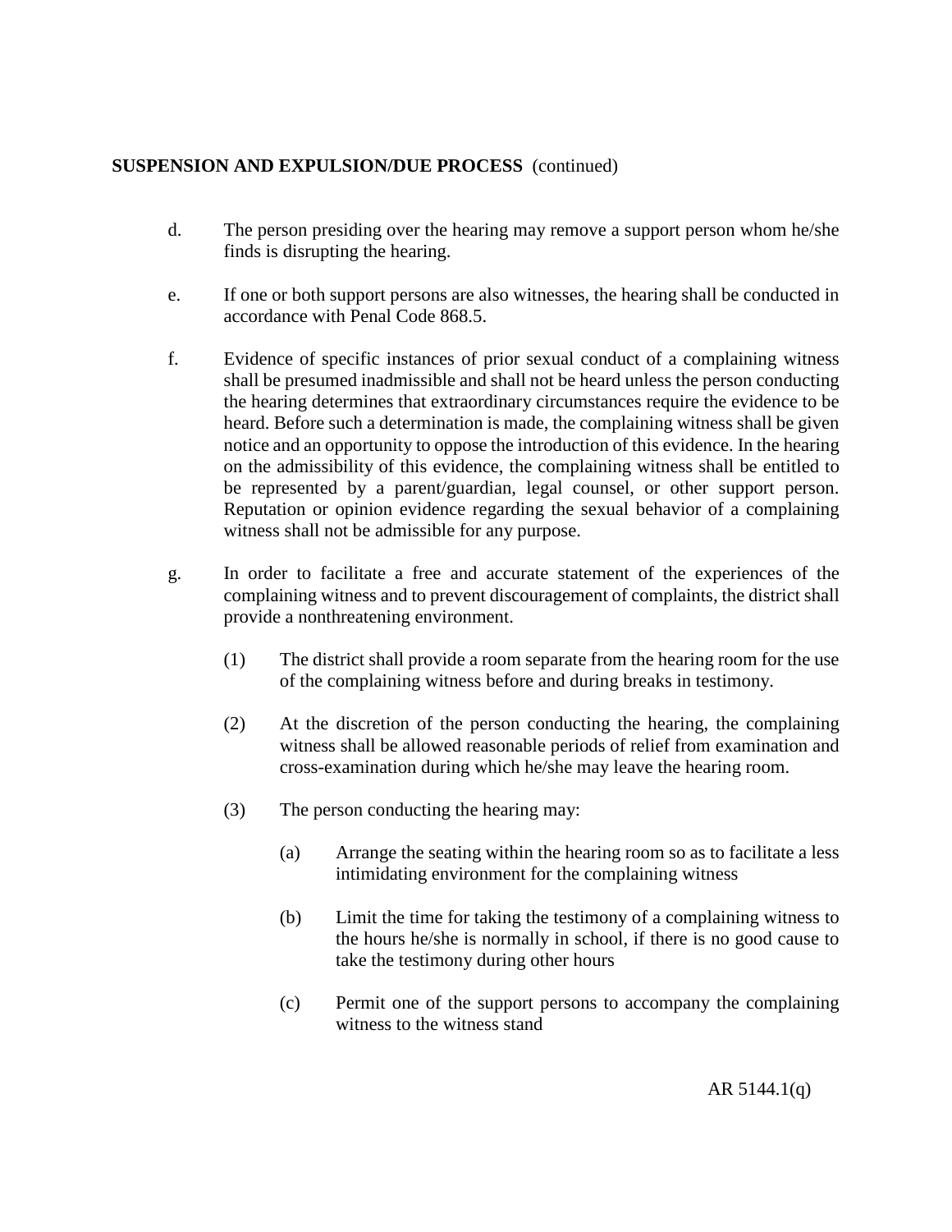**SUSPENSION AND EXPULSION/DUE PROCESS** (continued)

d. The person presiding over the hearing may remove a support person whom he/she finds is disrupting the hearing.

e. If one or both support persons are also witnesses, the hearing shall be conducted in accordance with Penal Code 868.5.

f. Evidence of specific instances of prior sexual conduct of a complaining witness shall be presumed inadmissible and shall not be heard unless the person conducting the hearing determines that extraordinary circumstances require the evidence to be heard. Before such a determination is made, the complaining witness shall be given notice and an opportunity to oppose the introduction of this evidence. In the hearing on the admissibility of this evidence, the complaining witness shall be entitled to be represented by a parent/guardian, legal counsel, or other support person. Reputation or opinion evidence regarding the sexual behavior of a complaining witness shall not be admissible for any purpose.

g. In order to facilitate a free and accurate statement of the experiences of the complaining witness and to prevent discouragement of complaints, the district shall provide a nonthreatening environment.

   (1) The district shall provide a room separate from the hearing room for the use of the complaining witness before and during breaks in testimony.

   (2) At the discretion of the person conducting the hearing, the complaining witness shall be allowed reasonable periods of relief from examination and cross-examination during which he/she may leave the hearing room.

   (3) The person conducting the hearing may:

      (a) Arrange the seating within the hearing room so as to facilitate a less intimidating environment for the complaining witness

      (b) Limit the time for taking the testimony of a complaining witness to the hours he/she is normally in school, if there is no good cause to take the testimony during other hours

      (c) Permit one of the support persons to accompany the complaining witness to the witness stand

AR 5144.1(q)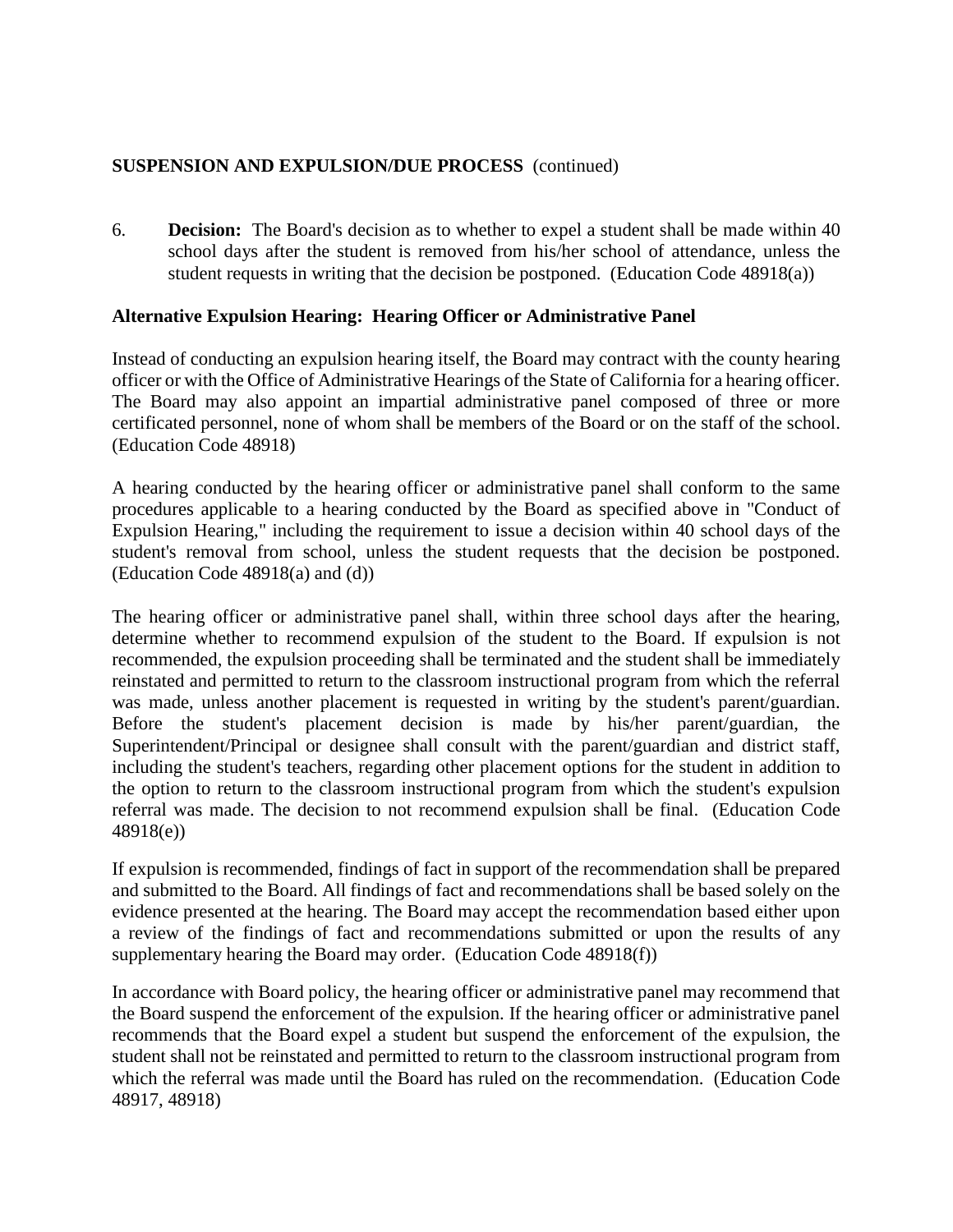**SUSPENSION AND EXPULSION/DUE PROCESS** (continued)

6. **Decision:** The Board's decision as to whether to expel a student shall be made within 40 school days after the student is removed from his/her school of attendance, unless the student requests in writing that the decision be postponed. (Education Code 48918(a))

**Alternative Expulsion Hearing: Hearing Officer or Administrative Panel**

Instead of conducting an expulsion hearing itself, the Board may contract with the county hearing officer or with the Office of Administrative Hearings of the State of California for a hearing officer. The Board may also appoint an impartial administrative panel composed of three or more certificated personnel, none of whom shall be members of the Board or on the staff of the school. (Education Code 48918)

A hearing conducted by the hearing officer or administrative panel shall conform to the same procedures applicable to a hearing conducted by the Board as specified above in "Conduct of Expulsion Hearing," including the requirement to issue a decision within 40 school days of the student's removal from school, unless the student requests that the decision be postponed. (Education Code 48918(a) and (d))

The hearing officer or administrative panel shall, within three school days after the hearing, determine whether to recommend expulsion of the student to the Board. If expulsion is not recommended, the expulsion proceeding shall be terminated and the student shall be immediately reinstated and permitted to return to the classroom instructional program from which the referral was made, unless another placement is requested in writing by the student's parent/guardian. Before the student's placement decision is made by his/her parent/guardian, the Superintendent/Principal or designee shall consult with the parent/guardian and district staff, including the student's teachers, regarding other placement options for the student in addition to the option to return to the classroom instructional program from which the student's expulsion referral was made. The decision to not recommend expulsion shall be final. (Education Code 48918(e))

If expulsion is recommended, findings of fact in support of the recommendation shall be prepared and submitted to the Board. All findings of fact and recommendations shall be based solely on the evidence presented at the hearing. The Board may accept the recommendation based either upon a review of the findings of fact and recommendations submitted or upon the results of any supplementary hearing the Board may order. (Education Code 48918(f))

In accordance with Board policy, the hearing officer or administrative panel may recommend that the Board suspend the enforcement of the expulsion. If the hearing officer or administrative panel recommends that the Board expel a student but suspend the enforcement of the expulsion, the student shall not be reinstated and permitted to return to the classroom instructional program from which the referral was made until the Board has ruled on the recommendation. (Education Code 48917, 48918)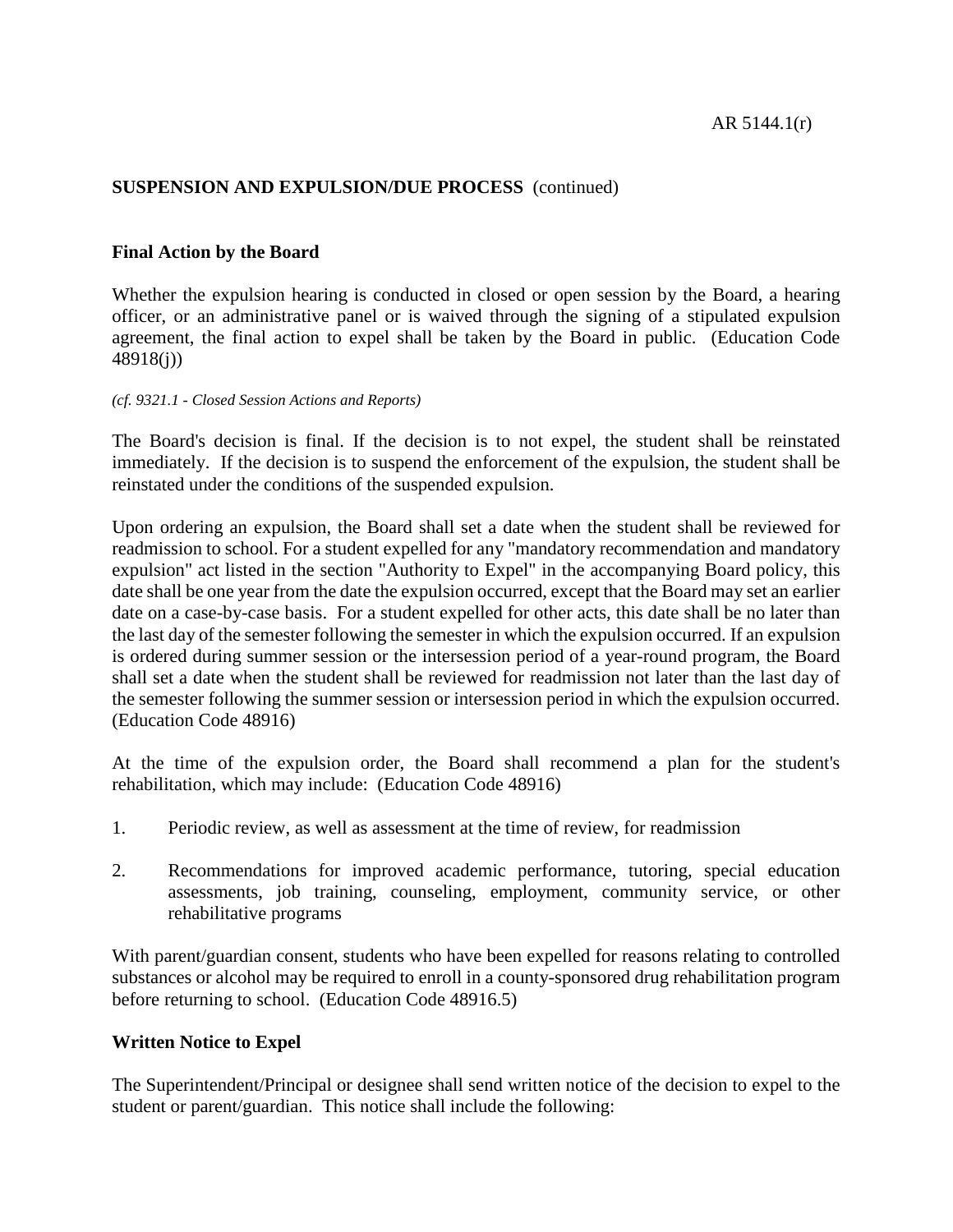## Final Action by the Board

Whether the expulsion hearing is conducted in closed or open session by the Board, a hearing officer, or an administrative panel or is waived through the signing of a stipulated expulsion agreement, the final action to expel shall be taken by the Board in public. (Education Code 48918(j))

*(cf. 9321.1 - Closed Session Actions and Reports)*

The Board's decision is final. If the decision is to not expel, the student shall be reinstated immediately. If the decision is to suspend the enforcement of the expulsion, the student shall be reinstated under the conditions of the suspended expulsion.

Upon ordering an expulsion, the Board shall set a date when the student shall be reviewed for readmission to school. For a student expelled for any "mandatory recommendation and mandatory expulsion" act listed in the section "Authority to Expel" in the accompanying Board policy, this date shall be one year from the date the expulsion occurred, except that the Board may set an earlier date on a case-by-case basis. For a student expelled for other acts, this date shall be no later than the last day of the semester following the semester in which the expulsion occurred. If an expulsion is ordered during summer session or the intersession period of a year-round program, the Board shall set a date when the student shall be reviewed for readmission not later than the last day of the semester following the summer session or intersession period in which the expulsion occurred. (Education Code 48916)

At the time of the expulsion order, the Board shall recommend a plan for the student's rehabilitation, which may include: (Education Code 48916)

1. Periodic review, as well as assessment at the time of review, for readmission
2. Recommendations for improved academic performance, tutoring, special education assessments, job training, counseling, employment, community service, or other rehabilitative programs

With parent/guardian consent, students who have been expelled for reasons relating to controlled substances or alcohol may be required to enroll in a county-sponsored drug rehabilitation program before returning to school. (Education Code 48916.5)

## Written Notice to Expel

The Superintendent/Principal or designee shall send written notice of the decision to expel to the student or parent/guardian. This notice shall include the following: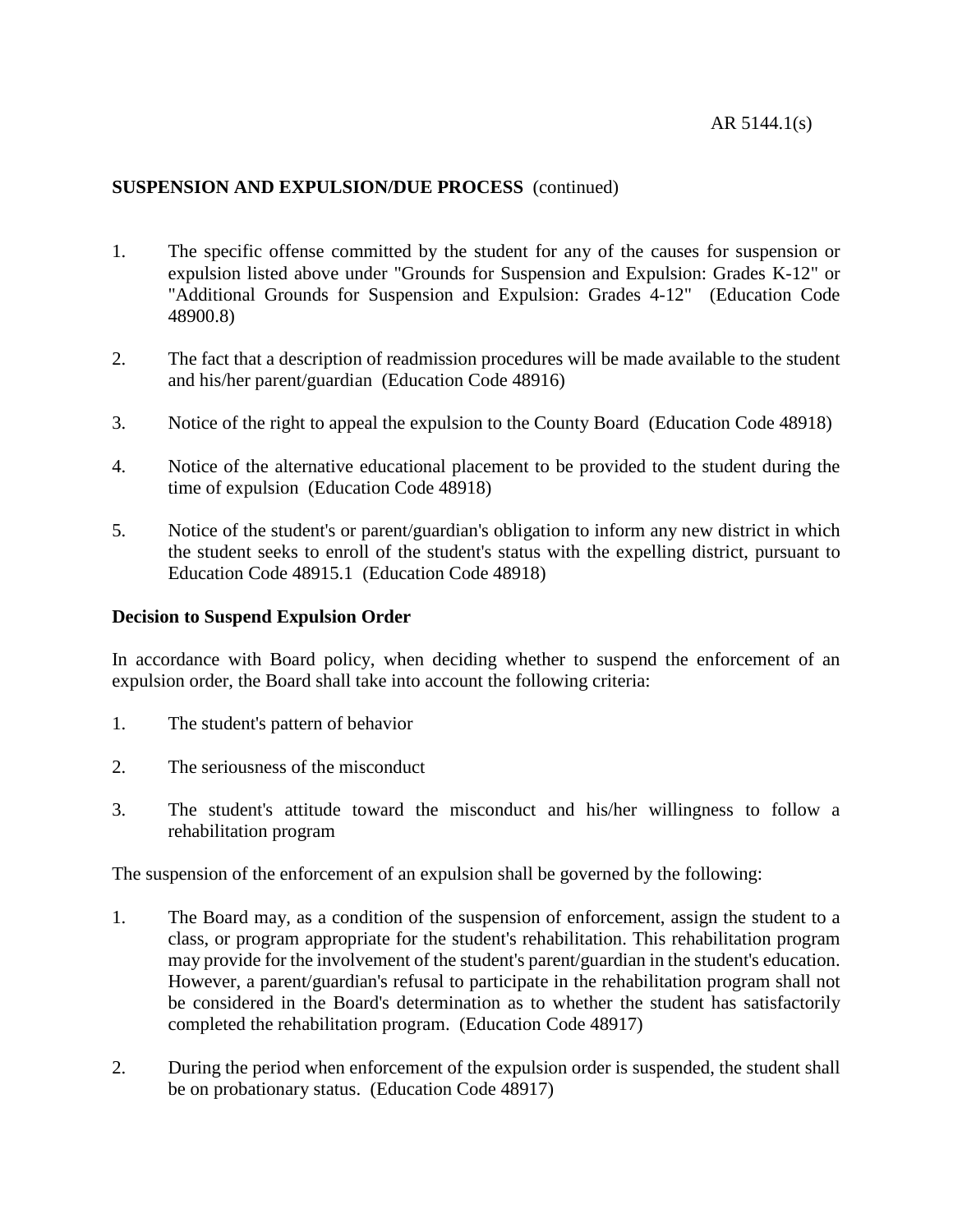**SUSPENSION AND EXPULSION/DUE PROCESS** (continued)

1. The specific offense committed by the student for any of the causes for suspension or expulsion listed above under "Grounds for Suspension and Expulsion: Grades K-12" or "Additional Grounds for Suspension and Expulsion: Grades 4-12" (Education Code 48900.8)

2. The fact that a description of readmission procedures will be made available to the student and his/her parent/guardian (Education Code 48916)

3. Notice of the right to appeal the expulsion to the County Board (Education Code 48918)

4. Notice of the alternative educational placement to be provided to the student during the time of expulsion (Education Code 48918)

5. Notice of the student's or parent/guardian's obligation to inform any new district in which the student seeks to enroll of the student's status with the expelling district, pursuant to Education Code 48915.1 (Education Code 48918)

**Decision to Suspend Expulsion Order**

In accordance with Board policy, when deciding whether to suspend the enforcement of an expulsion order, the Board shall take into account the following criteria:

1. The student's pattern of behavior

2. The seriousness of the misconduct

3. The student's attitude toward the misconduct and his/her willingness to follow a rehabilitation program

The suspension of the enforcement of an expulsion shall be governed by the following:

1. The Board may, as a condition of the suspension of enforcement, assign the student to a class, or program appropriate for the student's rehabilitation. This rehabilitation program may provide for the involvement of the student's parent/guardian in the student's education. However, a parent/guardian's refusal to participate in the rehabilitation program shall not be considered in the Board's determination as to whether the student has satisfactorily completed the rehabilitation program. (Education Code 48917)

2. During the period when enforcement of the expulsion order is suspended, the student shall be on probationary status. (Education Code 48917)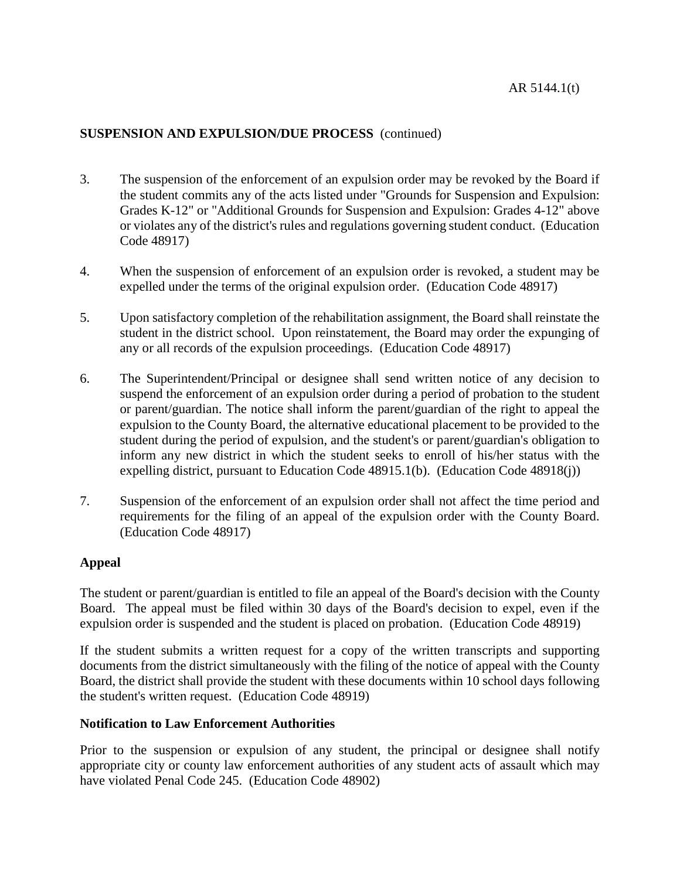**SUSPENSION AND EXPULSION/DUE PROCESS** (continued)

3. The suspension of the enforcement of an expulsion order may be revoked by the Board if the student commits any of the acts listed under "Grounds for Suspension and Expulsion: Grades K-12" or "Additional Grounds for Suspension and Expulsion: Grades 4-12" above or violates any of the district's rules and regulations governing student conduct. (Education Code 48917)

4. When the suspension of enforcement of an expulsion order is revoked, a student may be expelled under the terms of the original expulsion order. (Education Code 48917)

5. Upon satisfactory completion of the rehabilitation assignment, the Board shall reinstate the student in the district school. Upon reinstatement, the Board may order the expunging of any or all records of the expulsion proceedings. (Education Code 48917)

6. The Superintendent/Principal or designee shall send written notice of any decision to suspend the enforcement of an expulsion order during a period of probation to the student or parent/guardian. The notice shall inform the parent/guardian of the right to appeal the expulsion to the County Board, the alternative educational placement to be provided to the student during the period of expulsion, and the student's or parent/guardian's obligation to inform any new district in which the student seeks to enroll of his/her status with the expelling district, pursuant to Education Code 48915.1(b). (Education Code 48918(j))

7. Suspension of the enforcement of an expulsion order shall not affect the time period and requirements for the filing of an appeal of the expulsion order with the County Board. (Education Code 48917)

**Appeal**

The student or parent/guardian is entitled to file an appeal of the Board's decision with the County Board. The appeal must be filed within 30 days of the Board's decision to expel, even if the expulsion order is suspended and the student is placed on probation. (Education Code 48919)

If the student submits a written request for a copy of the written transcripts and supporting documents from the district simultaneously with the filing of the notice of appeal with the County Board, the district shall provide the student with these documents within 10 school days following the student's written request. (Education Code 48919)

**Notification to Law Enforcement Authorities**

Prior to the suspension or expulsion of any student, the principal or designee shall notify appropriate city or county law enforcement authorities of any student acts of assault which may have violated Penal Code 245. (Education Code 48902)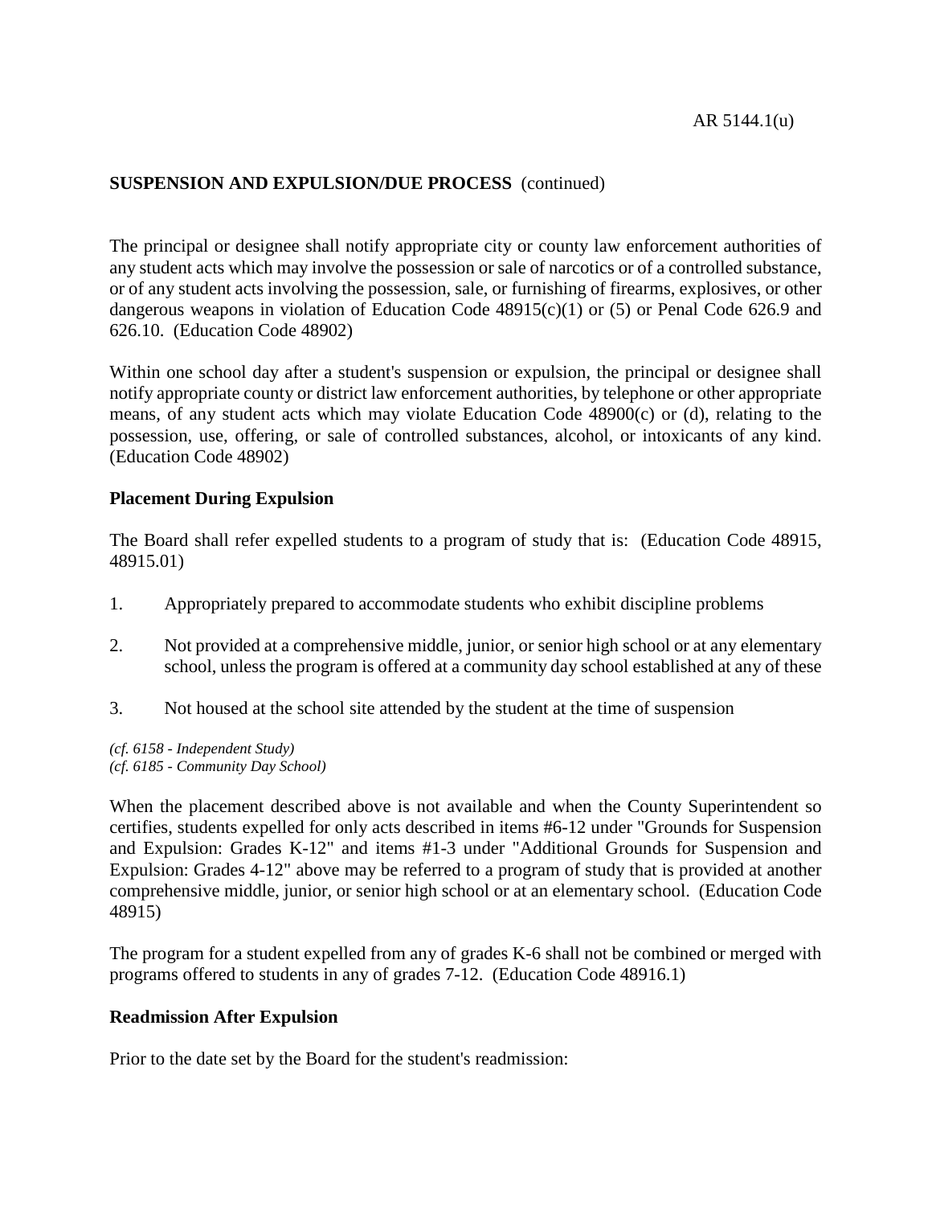**SUSPENSION AND EXPULSION/DUE PROCESS** (continued)

The principal or designee shall notify appropriate city or county law enforcement authorities of any student acts which may involve the possession or sale of narcotics or of a controlled substance, or of any student acts involving the possession, sale, or furnishing of firearms, explosives, or other dangerous weapons in violation of Education Code 48915(c)(1) or (5) or Penal Code 626.9 and 626.10. (Education Code 48902)

Within one school day after a student's suspension or expulsion, the principal or designee shall notify appropriate county or district law enforcement authorities, by telephone or other appropriate means, of any student acts which may violate Education Code 48900(c) or (d), relating to the possession, use, offering, or sale of controlled substances, alcohol, or intoxicants of any kind. (Education Code 48902)

### Placement During Expulsion

The Board shall refer expelled students to a program of study that is: (Education Code 48915, 48915.01)

1. Appropriately prepared to accommodate students who exhibit discipline problems

2. Not provided at a comprehensive middle, junior, or senior high school or at any elementary school, unless the program is offered at a community day school established at any of these

3. Not housed at the school site attended by the student at the time of suspension

*(cf. 6158 - Independent Study)*
*(cf. 6185 - Community Day School)*

When the placement described above is not available and when the County Superintendent so certifies, students expelled for only acts described in items #6-12 under "Grounds for Suspension and Expulsion: Grades K-12" and items #1-3 under "Additional Grounds for Suspension and Expulsion: Grades 4-12" above may be referred to a program of study that is provided at another comprehensive middle, junior, or senior high school or at an elementary school. (Education Code 48915)

The program for a student expelled from any of grades K-6 shall not be combined or merged with programs offered to students in any of grades 7-12. (Education Code 48916.1)

### Readmission After Expulsion

Prior to the date set by the Board for the student's readmission: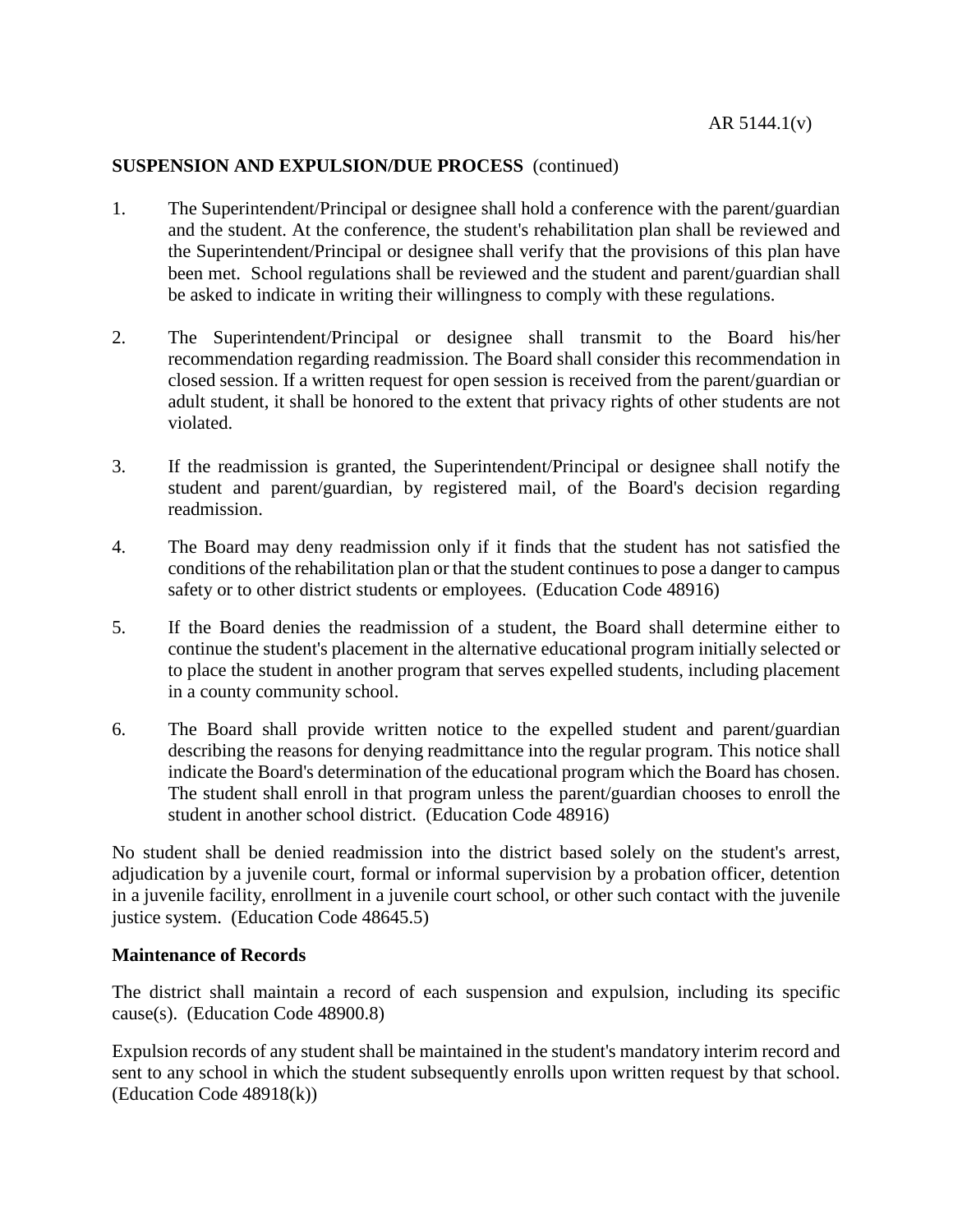**SUSPENSION AND EXPULSION/DUE PROCESS** (continued)

1. The Superintendent/Principal or designee shall hold a conference with the parent/guardian and the student. At the conference, the student's rehabilitation plan shall be reviewed and the Superintendent/Principal or designee shall verify that the provisions of this plan have been met. School regulations shall be reviewed and the student and parent/guardian shall be asked to indicate in writing their willingness to comply with these regulations.

2. The Superintendent/Principal or designee shall transmit to the Board his/her recommendation regarding readmission. The Board shall consider this recommendation in closed session. If a written request for open session is received from the parent/guardian or adult student, it shall be honored to the extent that privacy rights of other students are not violated.

3. If the readmission is granted, the Superintendent/Principal or designee shall notify the student and parent/guardian, by registered mail, of the Board's decision regarding readmission.

4. The Board may deny readmission only if it finds that the student has not satisfied the conditions of the rehabilitation plan or that the student continues to pose a danger to campus safety or to other district students or employees. (Education Code 48916)

5. If the Board denies the readmission of a student, the Board shall determine either to continue the student's placement in the alternative educational program initially selected or to place the student in another program that serves expelled students, including placement in a county community school.

6. The Board shall provide written notice to the expelled student and parent/guardian describing the reasons for denying readmittance into the regular program. This notice shall indicate the Board's determination of the educational program which the Board has chosen. The student shall enroll in that program unless the parent/guardian chooses to enroll the student in another school district. (Education Code 48916)

No student shall be denied readmission into the district based solely on the student's arrest, adjudication by a juvenile court, formal or informal supervision by a probation officer, detention in a juvenile facility, enrollment in a juvenile court school, or other such contact with the juvenile justice system. (Education Code 48645.5)

**Maintenance of Records**

The district shall maintain a record of each suspension and expulsion, including its specific cause(s). (Education Code 48900.8)

Expulsion records of any student shall be maintained in the student's mandatory interim record and sent to any school in which the student subsequently enrolls upon written request by that school. (Education Code 48918(k))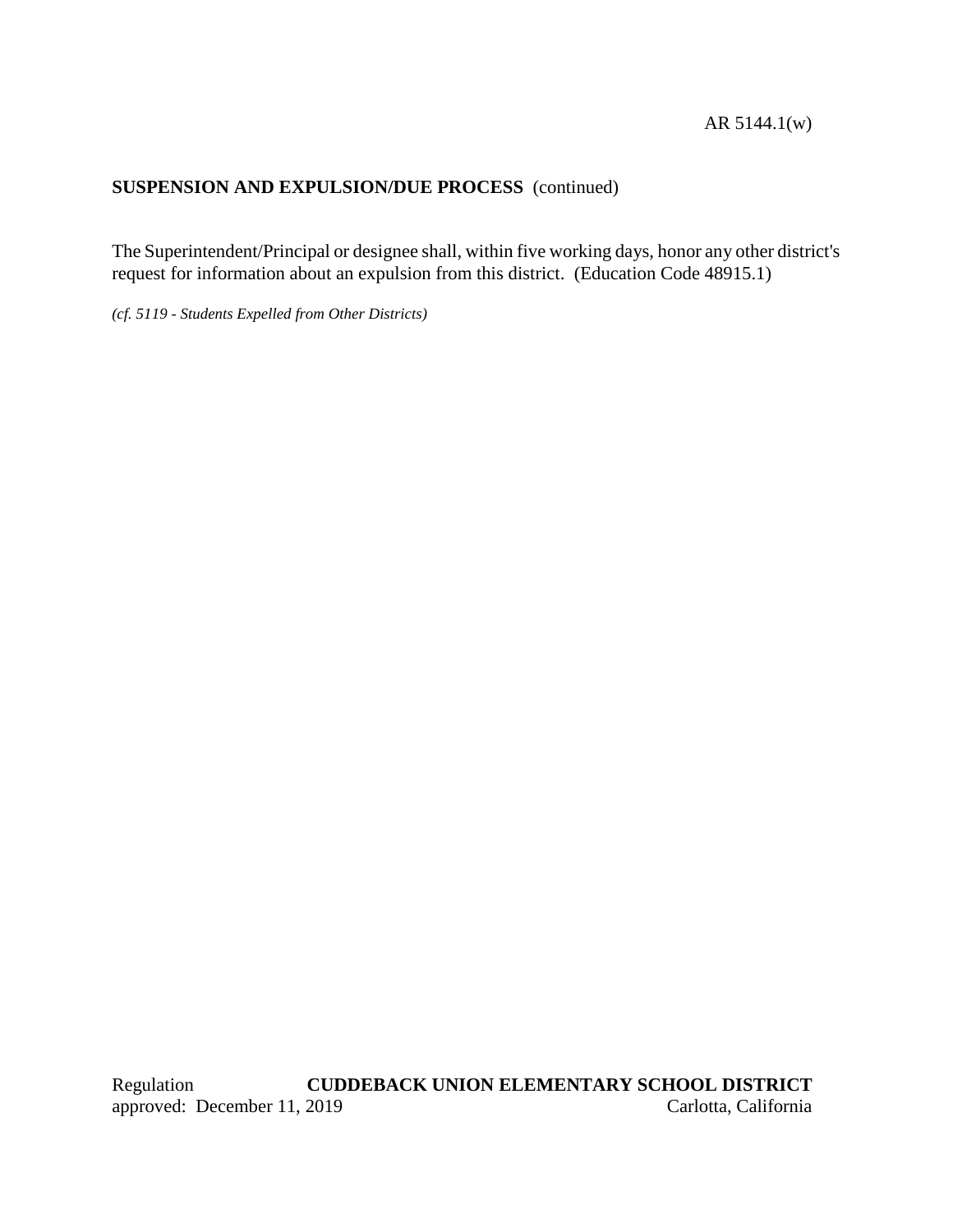The Superintendent/Principal or designee shall, within five working days, honor any other district's request for information about an expulsion from this district. (Education Code 48915.1)

*(cf. 5119 - Students Expelled from Other Districts)*

Regulation **CUDDEBACK UNION ELEMENTARY SCHOOL DISTRICT**
approved: December 11, 2019 Carlotta, California